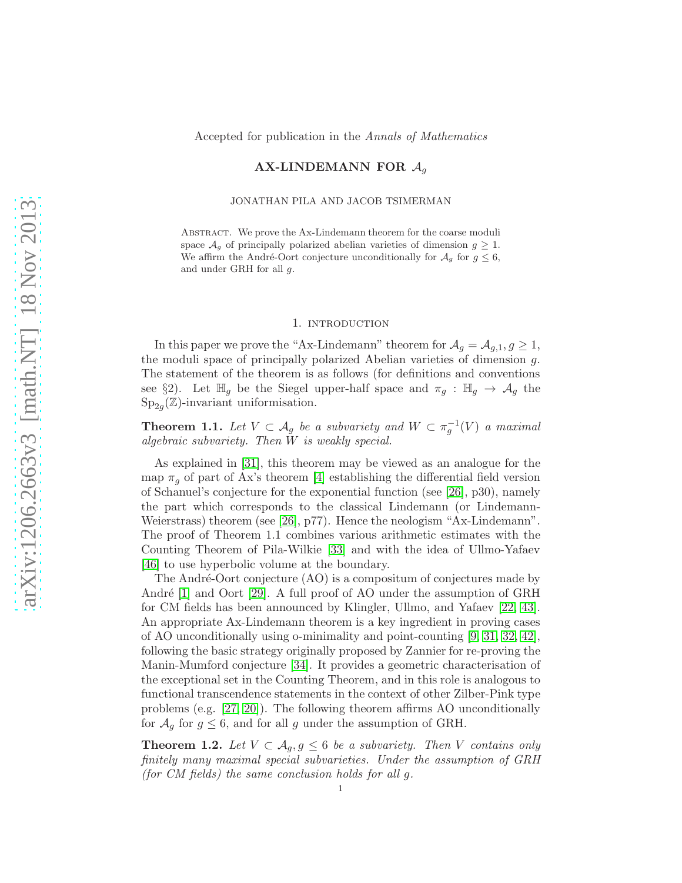Accepted for publication in the *Annals of Mathematics*

# AX-LINDEMANN FOR $\mathcal{A}_g$

JONATHAN PILA AND JACOB TSIMERMAN

Abstract. We prove the Ax-Lindemann theorem for the coarse moduli space $\mathcal{A}_g$ of principally polarized abelian varieties of dimension $g \geq 1$. We affirm the André-Oort conjecture unconditionally for $\mathcal{A}_g$ for $g \leq 6$, and under GRH for all $g$.

## 1. introduction

In this paper we prove the "Ax-Lindemann" theorem for $\mathcal{A}_g = \mathcal{A}_{g,1}, g \geq 1$, the moduli space of principally polarized Abelian varieties of dimension $g$. The statement of the theorem is as follows (for definitions and conventions see §2). Let $\mathbb{H}_g$ be the Siegel upper-half space and $\pi_g : \mathbb{H}_g \to \mathcal{A}_g$ the $\mathrm{Sp}_{2g}(\mathbb{Z})$-invariant uniformisation.

**Theorem 1.1.** *Let $V \subset \mathcal{A}_g$ be a subvariety and $W \subset \pi_g^{-1}(V)$ a maximal algebraic subvariety. Then $W$ is weakly special.*

As explained in [31], this theorem may be viewed as an analogue for the map $\pi_g$ of part of Ax's theorem [4] establishing the differential field version of Schanuel's conjecture for the exponential function (see [26], p30), namely the part which corresponds to the classical Lindemann (or Lindemann-Weierstrass) theorem (see [26], p77). Hence the neologism "Ax-Lindemann". The proof of Theorem 1.1 combines various arithmetic estimates with the Counting Theorem of Pila-Wilkie [33] and with the idea of Ullmo-Yafaev [46] to use hyperbolic volume at the boundary.

The André-Oort conjecture (AO) is a compositum of conjectures made by André [1] and Oort [29]. A full proof of AO under the assumption of GRH for CM fields has been announced by Klingler, Ullmo, and Yafaev [22, 43]. An appropriate Ax-Lindemann theorem is a key ingredient in proving cases of AO unconditionally using o-minimality and point-counting [9, 31, 32, 42], following the basic strategy originally proposed by Zannier for re-proving the Manin-Mumford conjecture [34]. It provides a geometric characterisation of the exceptional set in the Counting Theorem, and in this role is analogous to functional transcendence statements in the context of other Zilber-Pink type problems (e.g. [27, 20]). The following theorem affirms AO unconditionally for $\mathcal{A}_g$ for $g \leq 6$, and for all $g$ under the assumption of GRH.

**Theorem 1.2.** *Let $V \subset \mathcal{A}_g, g \leq 6$ be a subvariety. Then $V$ contains only finitely many maximal special subvarieties. Under the assumption of GRH (for CM fields) the same conclusion holds for all $g$.*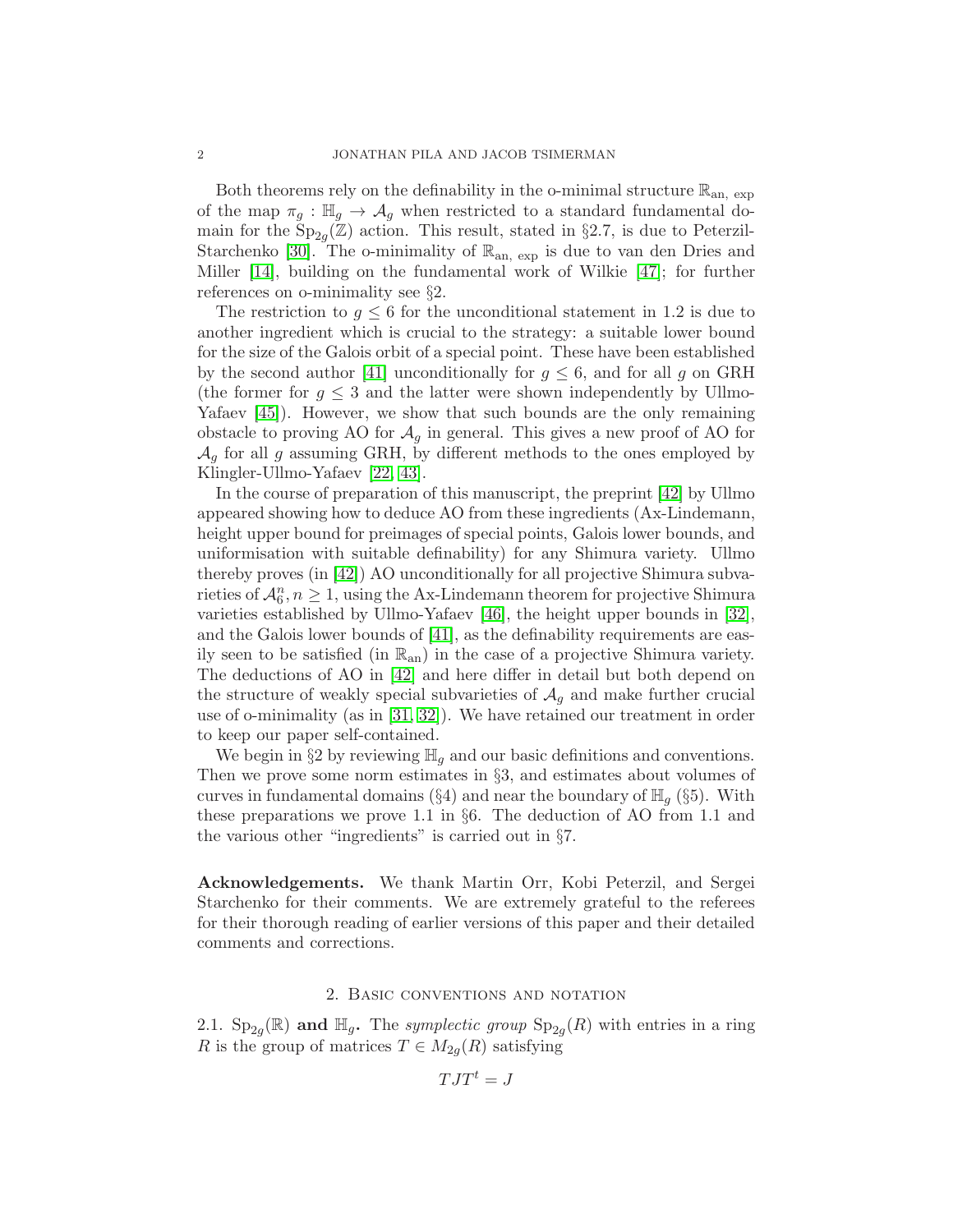Both theorems rely on the definability in the o-minimal structure $\mathbb{R}_{\text{an, exp}}$ of the map $\pi_g : \mathbb{H}_g \to \mathcal{A}_g$ when restricted to a standard fundamental domain for the $\mathrm{Sp}_{2g}(\mathbb{Z})$ action. This result, stated in §2.7, is due to Peterzil-Starchenko [30]. The o-minimality of $\mathbb{R}_{\text{an, exp}}$ is due to van den Dries and Miller [14], building on the fundamental work of Wilkie [47]; for further references on o-minimality see §2.

The restriction to $g \leq 6$ for the unconditional statement in 1.2 is due to another ingredient which is crucial to the strategy: a suitable lower bound for the size of the Galois orbit of a special point. These have been established by the second author [41] unconditionally for $g \leq 6$, and for all $g$ on GRH (the former for $g \leq 3$ and the latter were shown independently by Ullmo-Yafaev [45]). However, we show that such bounds are the only remaining obstacle to proving AO for $\mathcal{A}_g$ in general. This gives a new proof of AO for $\mathcal{A}_g$ for all $g$ assuming GRH, by different methods to the ones employed by Klingler-Ullmo-Yafaev [22, 43].

In the course of preparation of this manuscript, the preprint [42] by Ullmo appeared showing how to deduce AO from these ingredients (Ax-Lindemann, height upper bound for preimages of special points, Galois lower bounds, and uniformisation with suitable definability) for any Shimura variety. Ullmo thereby proves (in [42]) AO unconditionally for all projective Shimura subvarieties of $\mathcal{A}_6^n, n \geq 1$, using the Ax-Lindemann theorem for projective Shimura varieties established by Ullmo-Yafaev [46], the height upper bounds in [32], and the Galois lower bounds of [41], as the definability requirements are easily seen to be satisfied (in $\mathbb{R}_{\text{an}}$) in the case of a projective Shimura variety. The deductions of AO in [42] and here differ in detail but both depend on the structure of weakly special subvarieties of $\mathcal{A}_g$ and make further crucial use of o-minimality (as in [31, 32]). We have retained our treatment in order to keep our paper self-contained.

We begin in §2 by reviewing $\mathbb{H}_g$ and our basic definitions and conventions. Then we prove some norm estimates in §3, and estimates about volumes of curves in fundamental domains (§4) and near the boundary of $\mathbb{H}_g$ (§5). With these preparations we prove 1.1 in §6. The deduction of AO from 1.1 and the various other "ingredients" is carried out in §7.

**Acknowledgements.** We thank Martin Orr, Kobi Peterzil, and Sergei Starchenko for their comments. We are extremely grateful to the referees for their thorough reading of earlier versions of this paper and their detailed comments and corrections.

## 2. Basic conventions and notation

2.1. $\mathrm{Sp}_{2g}(\mathbb{R})$ **and** $\mathbb{H}_g$**.** The *symplectic group* $\mathrm{Sp}_{2g}(R)$ with entries in a ring $R$ is the group of matrices $T \in M_{2g}(R)$ satisfying

$$TJT^t = J$$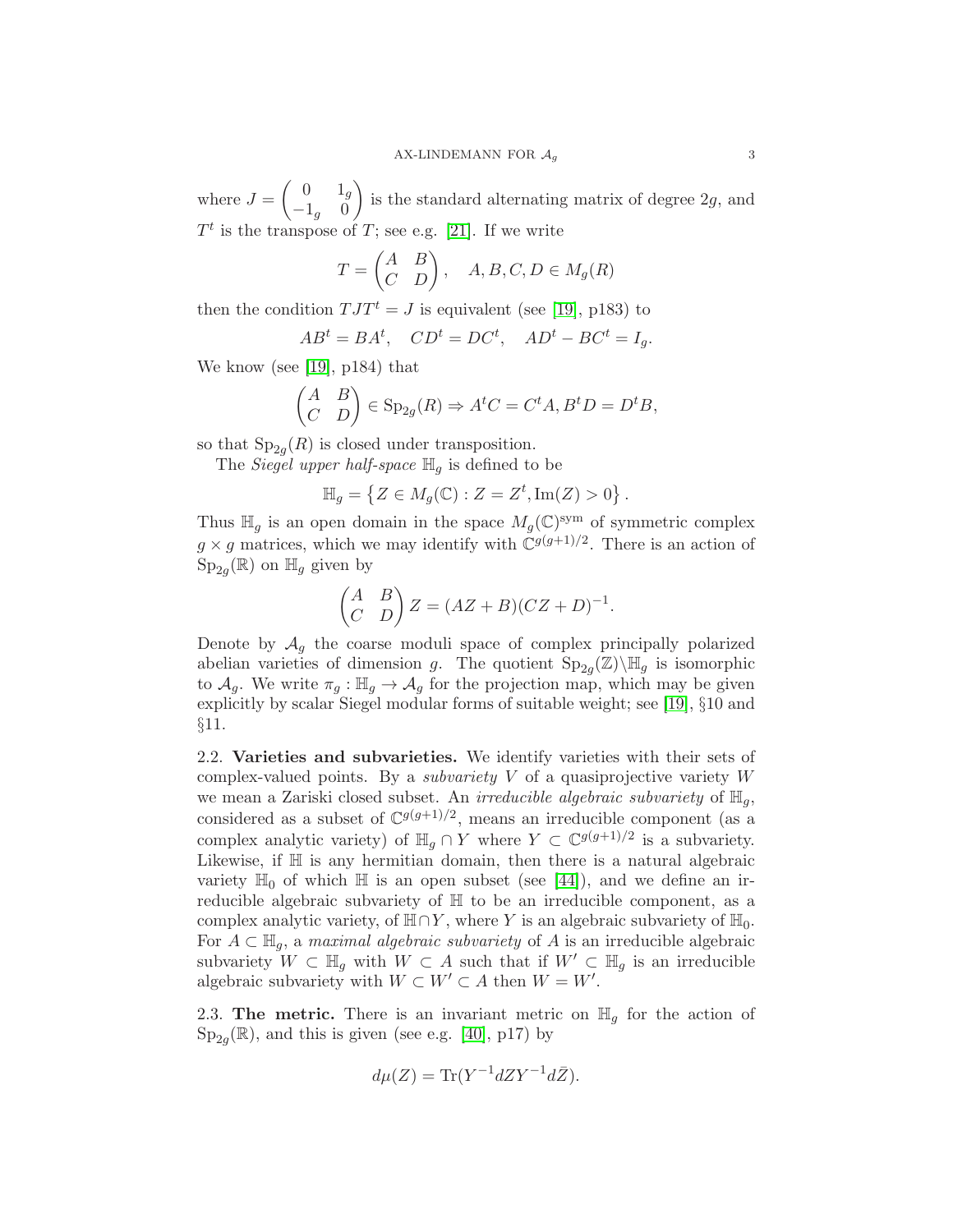where $J = \begin{pmatrix} 0 & 1_g \\ -1_g & 0 \end{pmatrix}$ is the standard alternating matrix of degree $2g$, and $T^t$ is the transpose of $T$; see e.g. [21]. If we write

$$T = \begin{pmatrix} A & B \\ C & D \end{pmatrix}, \quad A, B, C, D \in M_g(R)$$

then the condition $TJT^t = J$ is equivalent (see [19], p183) to

$$AB^t = BA^t, \quad CD^t = DC^t, \quad AD^t - BC^t = I_g.$$

We know (see [19], p184) that

$$\begin{pmatrix} A & B \\ C & D \end{pmatrix} \in \mathrm{Sp}_{2g}(R) \Rightarrow A^tC = C^tA, B^tD = D^tB,$$

so that $\mathrm{Sp}_{2g}(R)$ is closed under transposition.

The *Siegel upper half-space* $\mathbb{H}_g$ is defined to be

$$\mathbb{H}_g = \left\{ Z \in M_g(\mathbb{C}) : Z = Z^t, \mathrm{Im}(Z) > 0 \right\}.$$

Thus $\mathbb{H}_g$ is an open domain in the space $M_g(\mathbb{C})^{\mathrm{sym}}$ of symmetric complex $g \times g$ matrices, which we may identify with $\mathbb{C}^{g(g+1)/2}$. There is an action of $\mathrm{Sp}_{2g}(\mathbb{R})$ on $\mathbb{H}_g$ given by

$$\begin{pmatrix} A & B \\ C & D \end{pmatrix} Z = (AZ + B)(CZ + D)^{-1}.$$

Denote by $\mathcal{A}_g$ the coarse moduli space of complex principally polarized abelian varieties of dimension $g$. The quotient $\mathrm{Sp}_{2g}(\mathbb{Z})\backslash\mathbb{H}_g$ is isomorphic to $\mathcal{A}_g$. We write $\pi_g : \mathbb{H}_g \to \mathcal{A}_g$ for the projection map, which may be given explicitly by scalar Siegel modular forms of suitable weight; see [19], §10 and §11.

**2.2. Varieties and subvarieties.** We identify varieties with their sets of complex-valued points. By a *subvariety* $V$ of a quasiprojective variety $W$ we mean a Zariski closed subset. An *irreducible algebraic subvariety* of $\mathbb{H}_g$, considered as a subset of $\mathbb{C}^{g(g+1)/2}$, means an irreducible component (as a complex analytic variety) of $\mathbb{H}_g \cap Y$ where $Y \subset \mathbb{C}^{g(g+1)/2}$ is a subvariety. Likewise, if $\mathbb{H}$ is any hermitian domain, then there is a natural algebraic variety $\mathbb{H}_0$ of which $\mathbb{H}$ is an open subset (see [44]), and we define an irreducible algebraic subvariety of $\mathbb{H}$ to be an irreducible component, as a complex analytic variety, of $\mathbb{H} \cap Y$, where $Y$ is an algebraic subvariety of $\mathbb{H}_0$. For $A \subset \mathbb{H}_g$, a *maximal algebraic subvariety* of $A$ is an irreducible algebraic subvariety $W \subset \mathbb{H}_g$ with $W \subset A$ such that if $W' \subset \mathbb{H}_g$ is an irreducible algebraic subvariety with $W \subset W' \subset A$ then $W = W'$.

**2.3. The metric.** There is an invariant metric on $\mathbb{H}_g$ for the action of $\mathrm{Sp}_{2g}(\mathbb{R})$, and this is given (see e.g. [40], p17) by

$$d\mu(Z) = \mathrm{Tr}(Y^{-1}dZY^{-1}d\bar{Z}).$$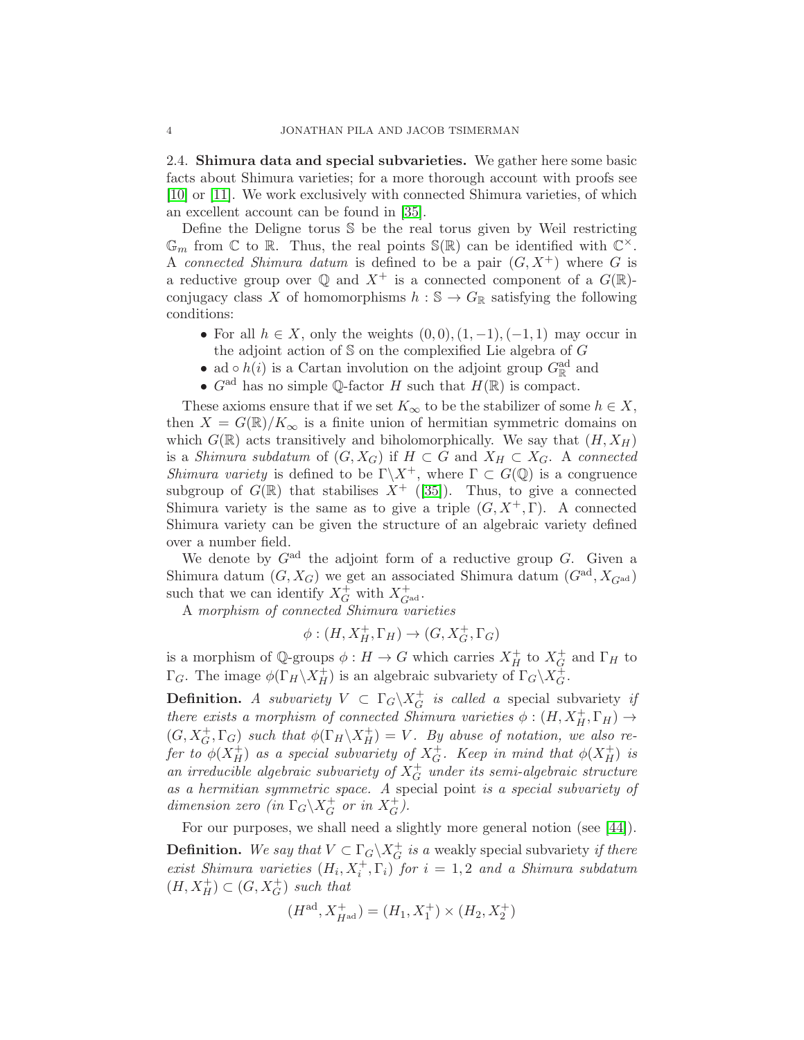### 2.4. Shimura data and special subvarieties.

We gather here some basic facts about Shimura varieties; for a more thorough account with proofs see [10] or [11]. We work exclusively with connected Shimura varieties, of which an excellent account can be found in [35].

Define the Deligne torus $\mathbb{S}$ be the real torus given by Weil restricting $\mathbb{G}_m$ from $\mathbb{C}$ to $\mathbb{R}$. Thus, the real points $\mathbb{S}(\mathbb{R})$ can be identified with $\mathbb{C}^\times$. A *connected Shimura datum* is defined to be a pair $(G, X^+)$ where $G$ is a reductive group over $\mathbb{Q}$ and $X^+$ is a connected component of a $G(\mathbb{R})$-conjugacy class $X$ of homomorphisms $h : \mathbb{S} \to G_{\mathbb{R}}$ satisfying the following conditions:

- For all $h \in X$, only the weights $(0,0), (1,-1), (-1,1)$ may occur in the adjoint action of $\mathbb{S}$ on the complexified Lie algebra of $G$
- $\mathrm{ad} \circ h(i)$ is a Cartan involution on the adjoint group $G_{\mathbb{R}}^{\mathrm{ad}}$ and
- $G^{\mathrm{ad}}$ has no simple $\mathbb{Q}$-factor $H$ such that $H(\mathbb{R})$ is compact.

These axioms ensure that if we set $K_\infty$ to be the stabilizer of some $h \in X$, then $X = G(\mathbb{R})/K_\infty$ is a finite union of hermitian symmetric domains on which $G(\mathbb{R})$ acts transitively and biholomorphically. We say that $(H, X_H)$ is a *Shimura subdatum* of $(G, X_G)$ if $H \subset G$ and $X_H \subset X_G$. A *connected Shimura variety* is defined to be $\Gamma \backslash X^+$, where $\Gamma \subset G(\mathbb{Q})$ is a congruence subgroup of $G(\mathbb{R})$ that stabilises $X^+$ ([35]). Thus, to give a connected Shimura variety is the same as to give a triple $(G, X^+, \Gamma)$. A connected Shimura variety can be given the structure of an algebraic variety defined over a number field.

We denote by $G^{\mathrm{ad}}$ the adjoint form of a reductive group $G$. Given a Shimura datum $(G, X_G)$ we get an associated Shimura datum $(G^{\mathrm{ad}}, X_{G^{\mathrm{ad}}})$ such that we can identify $X_G^+$ with $X_{G^{\mathrm{ad}}}^+$.

A *morphism of connected Shimura varieties*

$$\phi : (H, X_H^+, \Gamma_H) \to (G, X_G^+, \Gamma_G)$$

is a morphism of $\mathbb{Q}$-groups $\phi : H \to G$ which carries $X_H^+$ to $X_G^+$ and $\Gamma_H$ to $\Gamma_G$. The image $\phi(\Gamma_H \backslash X_H^+)$ is an algebraic subvariety of $\Gamma_G \backslash X_G^+$.

**Definition.** *A subvariety $V \subset \Gamma_G \backslash X_G^+$ is called a* special subvariety *if there exists a morphism of connected Shimura varieties $\phi : (H, X_H^+, \Gamma_H) \to (G, X_G^+, \Gamma_G)$ such that $\phi(\Gamma_H \backslash X_H^+) = V$. By abuse of notation, we also refer to $\phi(X_H^+)$ as a special subvariety of $X_G^+$. Keep in mind that $\phi(X_H^+)$ is an irreducible algebraic subvariety of $X_G^+$ under its semi-algebraic structure as a hermitian symmetric space. A* special point *is a special subvariety of dimension zero (in $\Gamma_G \backslash X_G^+$ or in $X_G^+$).*

For our purposes, we shall need a slightly more general notion (see [44]).

**Definition.** *We say that $V \subset \Gamma_G \backslash X_G^+$ is a* weakly special subvariety *if there exist Shimura varieties $(H_i, X_i^+, \Gamma_i)$ for $i = 1, 2$ and a Shimura subdatum $(H, X_H^+) \subset (G, X_G^+)$ such that*

$$(H^{\mathrm{ad}}, X_{H^{\mathrm{ad}}}^+) = (H_1, X_1^+) \times (H_2, X_2^+)$$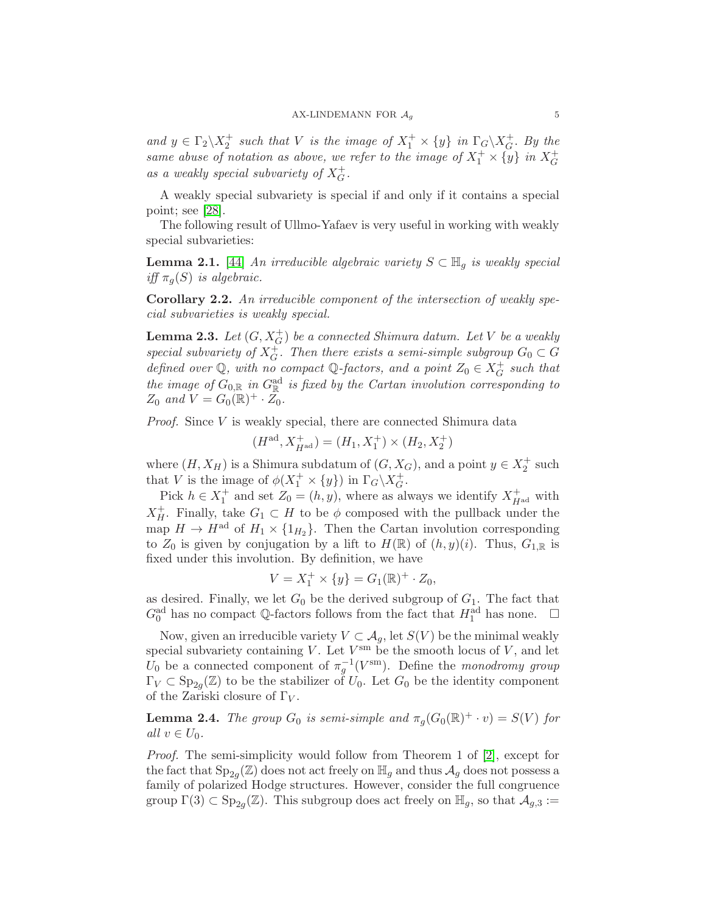*and $y \in \Gamma_2\backslash X_2^+$ such that $V$ is the image of $X_1^+ \times \{y\}$ in $\Gamma_G\backslash X_G^+$. By the same abuse of notation as above, we refer to the image of $X_1^+ \times \{y\}$ in $X_G^+$ as a weakly special subvariety of $X_G^+$.*

A weakly special subvariety is special if and only if it contains a special point; see [28].

The following result of Ullmo-Yafaev is very useful in working with weakly special subvarieties:

**Lemma 2.1.** [44] *An irreducible algebraic variety $S \subset \mathbb{H}_g$ is weakly special iff $\pi_g(S)$ is algebraic.*

**Corollary 2.2.** *An irreducible component of the intersection of weakly special subvarieties is weakly special.*

**Lemma 2.3.** *Let $(G, X_G^+)$ be a connected Shimura datum. Let $V$ be a weakly special subvariety of $X_G^+$. Then there exists a semi-simple subgroup $G_0 \subset G$ defined over $\mathbb{Q}$, with no compact $\mathbb{Q}$-factors, and a point $Z_0 \in X_G^+$ such that the image of $G_{0,\mathbb{R}}$ in $G_{\mathbb{R}}^{\mathrm{ad}}$ is fixed by the Cartan involution corresponding to $Z_0$ and $V = G_0(\mathbb{R})^+ \cdot Z_0$.*

*Proof.* Since $V$ is weakly special, there are connected Shimura data

$$(H^{\mathrm{ad}}, X_{H^{\mathrm{ad}}}^+) = (H_1, X_1^+) \times (H_2, X_2^+)$$

where $(H, X_H)$ is a Shimura subdatum of $(G, X_G)$, and a point $y \in X_2^+$ such that $V$ is the image of $\phi(X_1^+ \times \{y\})$ in $\Gamma_G\backslash X_G^+$.

Pick $h \in X_1^+$ and set $Z_0 = (h, y)$, where as always we identify $X_{H^{\mathrm{ad}}}^+$ with $X_H^+$. Finally, take $G_1 \subset H$ to be $\phi$ composed with the pullback under the map $H \to H^{\mathrm{ad}}$ of $H_1 \times \{1_{H_2}\}$. Then the Cartan involution corresponding to $Z_0$ is given by conjugation by a lift to $H(\mathbb{R})$ of $(h, y)(i)$. Thus, $G_{1,\mathbb{R}}$ is fixed under this involution. By definition, we have

$$V = X_1^+ \times \{y\} = G_1(\mathbb{R})^+ \cdot Z_0,$$

as desired. Finally, we let $G_0$ be the derived subgroup of $G_1$. The fact that $G_0^{\mathrm{ad}}$ has no compact $\mathbb{Q}$-factors follows from the fact that $H_1^{\mathrm{ad}}$ has none. $\square$

Now, given an irreducible variety $V \subset \mathcal{A}_g$, let $S(V)$ be the minimal weakly special subvariety containing $V$. Let $V^{\mathrm{sm}}$ be the smooth locus of $V$, and let $U_0$ be a connected component of $\pi_g^{-1}(V^{\mathrm{sm}})$. Define the *monodromy group* $\Gamma_V \subset \mathrm{Sp}_{2g}(\mathbb{Z})$ to be the stabilizer of $U_0$. Let $G_0$ be the identity component of the Zariski closure of $\Gamma_V$.

**Lemma 2.4.** *The group $G_0$ is semi-simple and $\pi_g(G_0(\mathbb{R})^+ \cdot v) = S(V)$ for all $v \in U_0$.*

*Proof.* The semi-simplicity would follow from Theorem 1 of [2], except for the fact that $\mathrm{Sp}_{2g}(\mathbb{Z})$ does not act freely on $\mathbb{H}_g$ and thus $\mathcal{A}_g$ does not possess a family of polarized Hodge structures. However, consider the full congruence group $\Gamma(3) \subset \mathrm{Sp}_{2g}(\mathbb{Z})$. This subgroup does act freely on $\mathbb{H}_g$, so that $\mathcal{A}_{g,3} :=$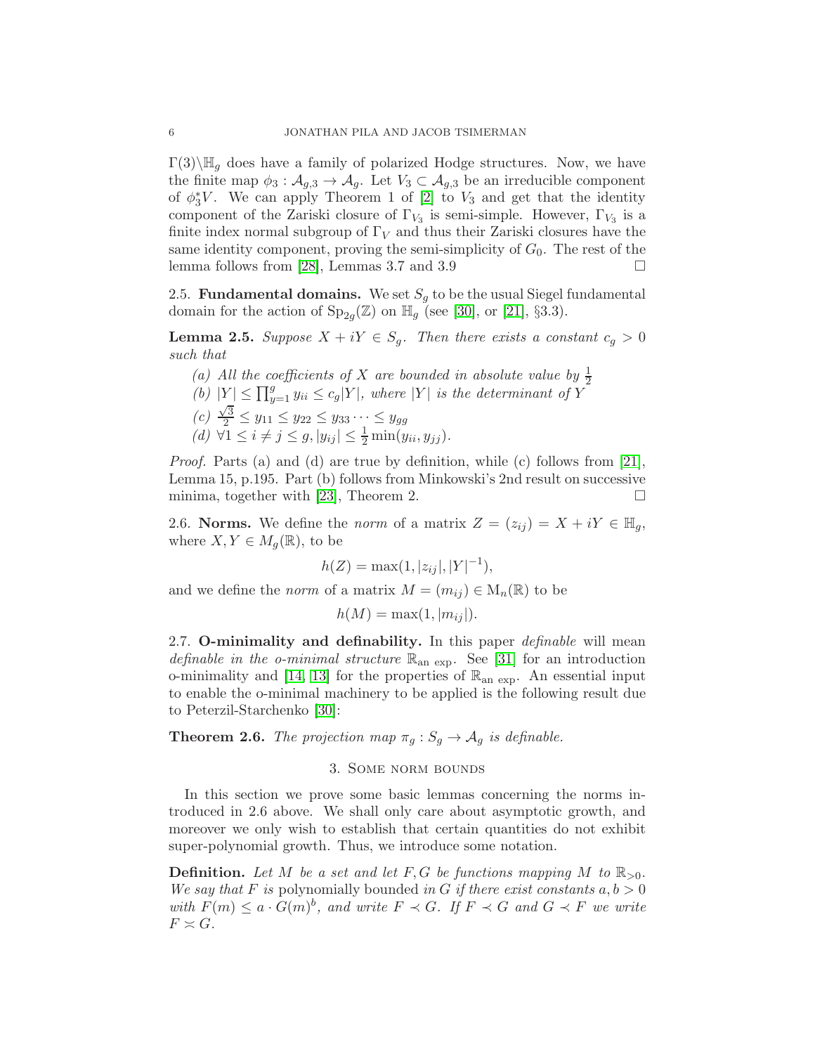$\Gamma(3)\backslash\mathbb{H}_g$ does have a family of polarized Hodge structures. Now, we have the finite map $\phi_3 : \mathcal{A}_{g,3} \to \mathcal{A}_g$. Let $V_3 \subset \mathcal{A}_{g,3}$ be an irreducible component of $\phi_3^* V$. We can apply Theorem 1 of [2] to $V_3$ and get that the identity component of the Zariski closure of $\Gamma_{V_3}$ is semi-simple. However, $\Gamma_{V_3}$ is a finite index normal subgroup of $\Gamma_V$ and thus their Zariski closures have the same identity component, proving the semi-simplicity of $G_0$. The rest of the lemma follows from [28], Lemmas 3.7 and 3.9 □

**2.5. Fundamental domains.** We set $S_g$ to be the usual Siegel fundamental domain for the action of $\mathrm{Sp}_{2g}(\mathbb{Z})$ on $\mathbb{H}_g$ (see [30], or [21], §3.3).

**Lemma 2.5.** *Suppose $X + iY \in S_g$. Then there exists a constant $c_g > 0$ such that*

*(a) All the coefficients of $X$ are bounded in absolute value by $\frac{1}{2}$*
*(b) $|Y| \leq \prod_{y=1}^{g} y_{ii} \leq c_g |Y|$, where $|Y|$ is the determinant of $Y$*
*(c) $\frac{\sqrt{3}}{2} \leq y_{11} \leq y_{22} \leq y_{33} \cdots \leq y_{gg}$*
*(d) $\forall 1 \leq i \neq j \leq g, |y_{ij}| \leq \frac{1}{2}\min(y_{ii}, y_{jj})$.*

*Proof.* Parts (a) and (d) are true by definition, while (c) follows from [21], Lemma 15, p.195. Part (b) follows from Minkowski's 2nd result on successive minima, together with [23], Theorem 2. □

**2.6. Norms.** We define the *norm* of a matrix $Z = (z_{ij}) = X + iY \in \mathbb{H}_g$, where $X, Y \in M_g(\mathbb{R})$, to be

$$h(Z) = \max(1, |z_{ij}|, |Y|^{-1}),$$

and we define the *norm* of a matrix $M = (m_{ij}) \in \mathrm{M}_n(\mathbb{R})$ to be

$$h(M) = \max(1, |m_{ij}|).$$

**2.7. O-minimality and definability.** In this paper *definable* will mean *definable in the o-minimal structure* $\mathbb{R}_{\mathrm{an\ exp}}$. See [31] for an introduction o-minimality and [14, 13] for the properties of $\mathbb{R}_{\mathrm{an\ exp}}$. An essential input to enable the o-minimal machinery to be applied is the following result due to Peterzil-Starchenko [30]:

**Theorem 2.6.** *The projection map $\pi_g : S_g \to \mathcal{A}_g$ is definable.*

## 3. Some norm bounds

In this section we prove some basic lemmas concerning the norms introduced in 2.6 above. We shall only care about asymptotic growth, and moreover we only wish to establish that certain quantities do not exhibit super-polynomial growth. Thus, we introduce some notation.

**Definition.** *Let $M$ be a set and let $F, G$ be functions mapping $M$ to $\mathbb{R}_{>0}$. We say that $F$ is* polynomially bounded *in $G$ if there exist constants $a, b > 0$ with $F(m) \leq a \cdot G(m)^b$, and write $F \prec G$. If $F \prec G$ and $G \prec F$ we write $F \asymp G$.*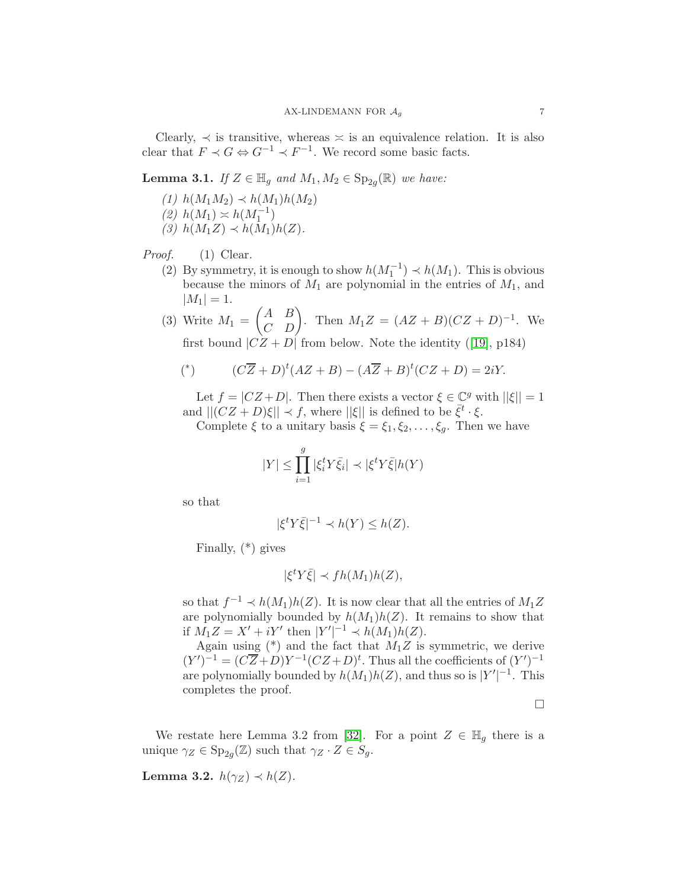Clearly, $\prec$ is transitive, whereas $\asymp$ is an equivalence relation. It is also clear that $F \prec G \Leftrightarrow G^{-1} \prec F^{-1}$. We record some basic facts.

**Lemma 3.1.** *If $Z \in \mathbb{H}_g$ and $M_1, M_2 \in \mathrm{Sp}_{2g}(\mathbb{R})$ we have:*

*(1) $h(M_1M_2) \prec h(M_1)h(M_2)$*
*(2) $h(M_1) \asymp h(M_1^{-1})$*
*(3) $h(M_1Z) \prec h(M_1)h(Z)$.*

*Proof.* (1) Clear.

(2) By symmetry, it is enough to show $h(M_1^{-1}) \prec h(M_1)$. This is obvious because the minors of $M_1$ are polynomial in the entries of $M_1$, and $|M_1| = 1$.

(3) Write $M_1 = \begin{pmatrix} A & B \\ C & D \end{pmatrix}$. Then $M_1Z = (AZ+B)(CZ+D)^{-1}$. We first bound $|CZ+D|$ from below. Note the identity ([19], p184)

$$(^*) \qquad (C\overline{Z}+D)^t(AZ+B) - (A\overline{Z}+B)^t(CZ+D) = 2iY.$$

Let $f = |CZ+D|$. Then there exists a vector $\xi \in \mathbb{C}^g$ with $||\xi|| = 1$ and $||(CZ+D)\xi|| \prec f$, where $||\xi||$ is defined to be $\bar{\xi}^t \cdot \xi$.

Complete $\xi$ to a unitary basis $\xi = \xi_1, \xi_2, \ldots, \xi_g$. Then we have

$$|Y| \leq \prod_{i=1}^{g} |\xi_i^t Y \bar{\xi}_i| \prec |\xi^t Y \bar{\xi}| h(Y)$$

so that

$$|\xi^t Y \bar{\xi}|^{-1} \prec h(Y) \leq h(Z).$$

Finally, (*) gives

$$|\xi^t Y \bar{\xi}| \prec f h(M_1) h(Z),$$

so that $f^{-1} \prec h(M_1)h(Z)$. It is now clear that all the entries of $M_1Z$ are polynomially bounded by $h(M_1)h(Z)$. It remains to show that if $M_1Z = X' + iY'$ then $|Y'|^{-1} \prec h(M_1)h(Z)$.

Again using (*) and the fact that $M_1Z$ is symmetric, we derive $(Y')^{-1} = (C\overline{Z}+D)Y^{-1}(CZ+D)^t$. Thus all the coefficients of $(Y')^{-1}$ are polynomially bounded by $h(M_1)h(Z)$, and thus so is $|Y'|^{-1}$. This completes the proof.

□

We restate here Lemma 3.2 from [32]. For a point $Z \in \mathbb{H}_g$ there is a unique $\gamma_Z \in \mathrm{Sp}_{2g}(\mathbb{Z})$ such that $\gamma_Z \cdot Z \in S_g$.

**Lemma 3.2.** $h(\gamma_Z) \prec h(Z)$.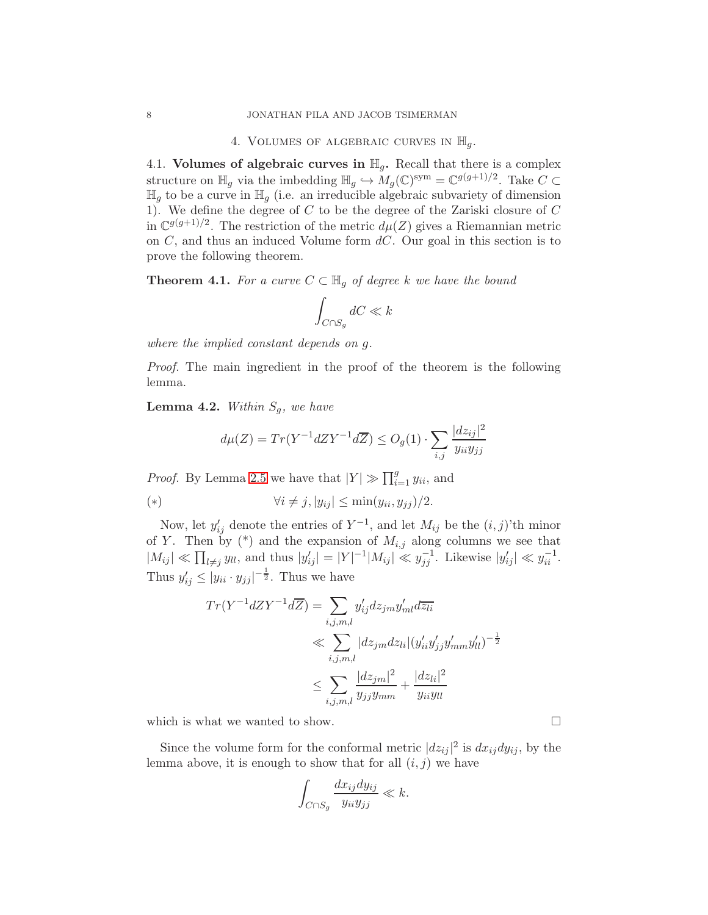## 4. Volumes of algebraic curves in $\mathbb{H}_g$.

4.1. **Volumes of algebraic curves in $\mathbb{H}_g$.** Recall that there is a complex structure on $\mathbb{H}_g$ via the imbedding $\mathbb{H}_g \hookrightarrow M_g(\mathbb{C})^{\text{sym}} = \mathbb{C}^{g(g+1)/2}$. Take $C \subset \mathbb{H}_g$ to be a curve in $\mathbb{H}_g$ (i.e. an irreducible algebraic subvariety of dimension 1). We define the degree of $C$ to be the degree of the Zariski closure of $C$ in $\mathbb{C}^{g(g+1)/2}$. The restriction of the metric $d\mu(Z)$ gives a Riemannian metric on $C$, and thus an induced Volume form $dC$. Our goal in this section is to prove the following theorem.

**Theorem 4.1.** *For a curve $C \subset \mathbb{H}_g$ of degree $k$ we have the bound*

$$\int_{C\cap S_g} dC \ll k$$

*where the implied constant depends on $g$.*

*Proof.* The main ingredient in the proof of the theorem is the following lemma.

**Lemma 4.2.** *Within $S_g$, we have*

$$d\mu(Z) = Tr(Y^{-1}dZY^{-1}d\overline{Z}) \leq O_g(1)\cdot\sum_{i,j}\frac{|dz_{ij}|^2}{y_{ii}y_{jj}}$$

*Proof.* By Lemma 2.5 we have that $|Y| \gg \prod_{i=1}^g y_{ii}$, and

$$(*) \qquad\qquad \forall i\neq j, |y_{ij}| \leq \min(y_{ii}, y_{jj})/2.$$

Now, let $y'_{ij}$ denote the entries of $Y^{-1}$, and let $M_{ij}$ be the $(i,j)$'th minor of $Y$. Then by (\*) and the expansion of $M_{i,j}$ along columns we see that $|M_{ij}| \ll \prod_{l\neq j} y_{ll}$, and thus $|y'_{ij}| = |Y|^{-1}|M_{ij}| \ll y_{jj}^{-1}$. Likewise $|y'_{ij}| \ll y_{ii}^{-1}$. Thus $y'_{ij} \leq |y_{ii}\cdot y_{jj}|^{-\frac{1}{2}}$. Thus we have

$$\begin{aligned}
Tr(Y^{-1}dZY^{-1}d\overline{Z}) &= \sum_{i,j,m,l} y'_{ij}dz_{jm}y'_{ml}d\overline{z_{li}} \\
&\ll \sum_{i,j,m,l} |dz_{jm}dz_{li}|(y'_{ii}y'_{jj}y'_{mm}y'_{ll})^{-\frac{1}{2}} \\
&\leq \sum_{i,j,m,l} \frac{|dz_{jm}|^2}{y_{jj}y_{mm}} + \frac{|dz_{li}|^2}{y_{ii}y_{ll}}
\end{aligned}$$

which is what we wanted to show. □

Since the volume form for the conformal metric $|dz_{ij}|^2$ is $dx_{ij}dy_{ij}$, by the lemma above, it is enough to show that for all $(i,j)$ we have

$$\int_{C\cap S_g} \frac{dx_{ij}dy_{ij}}{y_{ii}y_{jj}} \ll k.$$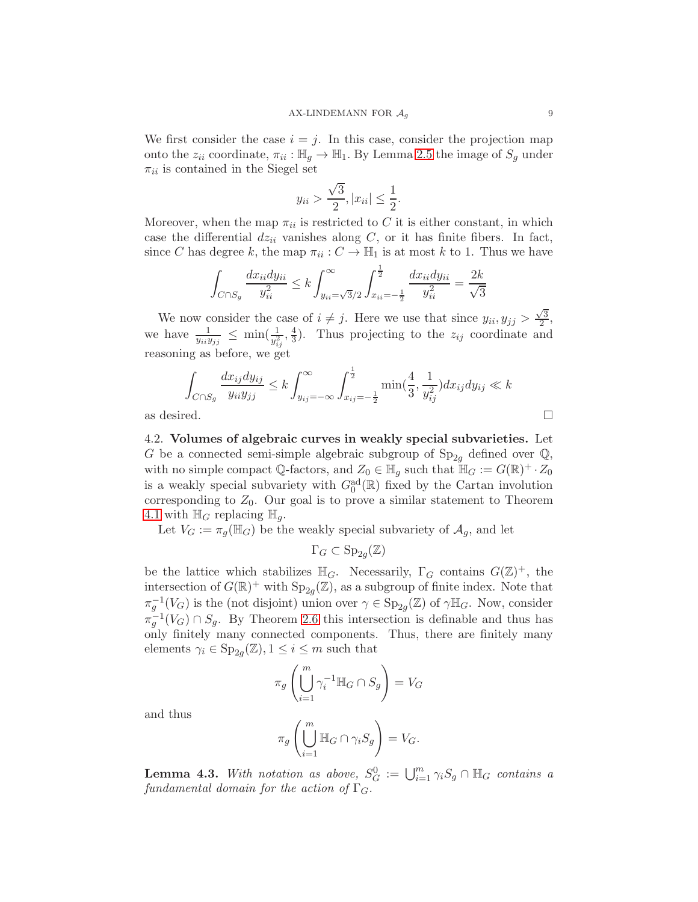We first consider the case $i = j$. In this case, consider the projection map onto the $z_{ii}$ coordinate, $\pi_{ii} : \mathbb{H}_g \to \mathbb{H}_1$. By Lemma 2.5 the image of $S_g$ under $\pi_{ii}$ is contained in the Siegel set

$$y_{ii} > \frac{\sqrt{3}}{2}, |x_{ii}| \leq \frac{1}{2}.$$

Moreover, when the map $\pi_{ii}$ is restricted to $C$ it is either constant, in which case the differential $dz_{ii}$ vanishes along $C$, or it has finite fibers. In fact, since $C$ has degree $k$, the map $\pi_{ii} : C \to \mathbb{H}_1$ is at most $k$ to 1. Thus we have

$$\int_{C \cap S_g} \frac{dx_{ii} dy_{ii}}{y_{ii}^2} \leq k \int_{y_{ii}=\sqrt{3}/2}^{\infty} \int_{x_{ii}=-\frac{1}{2}}^{\frac{1}{2}} \frac{dx_{ii} dy_{ii}}{y_{ii}^2} = \frac{2k}{\sqrt{3}}$$

We now consider the case of $i \neq j$. Here we use that since $y_{ii}, y_{jj} > \frac{\sqrt{3}}{2}$, we have $\frac{1}{y_{ii} y_{jj}} \leq \min(\frac{1}{y_{ij}^2}, \frac{4}{3})$. Thus projecting to the $z_{ij}$ coordinate and reasoning as before, we get

$$\int_{C \cap S_g} \frac{dx_{ij} dy_{ij}}{y_{ii} y_{jj}} \leq k \int_{y_{ij}=-\infty}^{\infty} \int_{x_{ij}=-\frac{1}{2}}^{\frac{1}{2}} \min(\frac{4}{3}, \frac{1}{y_{ij}^2}) dx_{ij} dy_{ij} \ll k$$

as desired. $\square$

4.2. **Volumes of algebraic curves in weakly special subvarieties.** Let $G$ be a connected semi-simple algebraic subgroup of $\mathrm{Sp}_{2g}$ defined over $\mathbb{Q}$, with no simple compact $\mathbb{Q}$-factors, and $Z_0 \in \mathbb{H}_g$ such that $\mathbb{H}_G := G(\mathbb{R})^+ \cdot Z_0$ is a weakly special subvariety with $G_0^{\mathrm{ad}}(\mathbb{R})$ fixed by the Cartan involution corresponding to $Z_0$. Our goal is to prove a similar statement to Theorem 4.1 with $\mathbb{H}_G$ replacing $\mathbb{H}_g$.

Let $V_G := \pi_g(\mathbb{H}_G)$ be the weakly special subvariety of $\mathcal{A}_g$, and let

$$\Gamma_G \subset \mathrm{Sp}_{2g}(\mathbb{Z})$$

be the lattice which stabilizes $\mathbb{H}_G$. Necessarily, $\Gamma_G$ contains $G(\mathbb{Z})^+$, the intersection of $G(\mathbb{R})^+$ with $\mathrm{Sp}_{2g}(\mathbb{Z})$, as a subgroup of finite index. Note that $\pi_g^{-1}(V_G)$ is the (not disjoint) union over $\gamma \in \mathrm{Sp}_{2g}(\mathbb{Z})$ of $\gamma \mathbb{H}_G$. Now, consider $\pi_g^{-1}(V_G) \cap S_g$. By Theorem 2.6 this intersection is definable and thus has only finitely many connected components. Thus, there are finitely many elements $\gamma_i \in \mathrm{Sp}_{2g}(\mathbb{Z}), 1 \leq i \leq m$ such that

$$\pi_g \left( \bigcup_{i=1}^{m} \gamma_i^{-1} \mathbb{H}_G \cap S_g \right) = V_G$$

and thus

$$\pi_g \left( \bigcup_{i=1}^{m} \mathbb{H}_G \cap \gamma_i S_g \right) = V_G.$$

**Lemma 4.3.** *With notation as above, $S_G^0 := \bigcup_{i=1}^{m} \gamma_i S_g \cap \mathbb{H}_G$ contains a fundamental domain for the action of $\Gamma_G$.*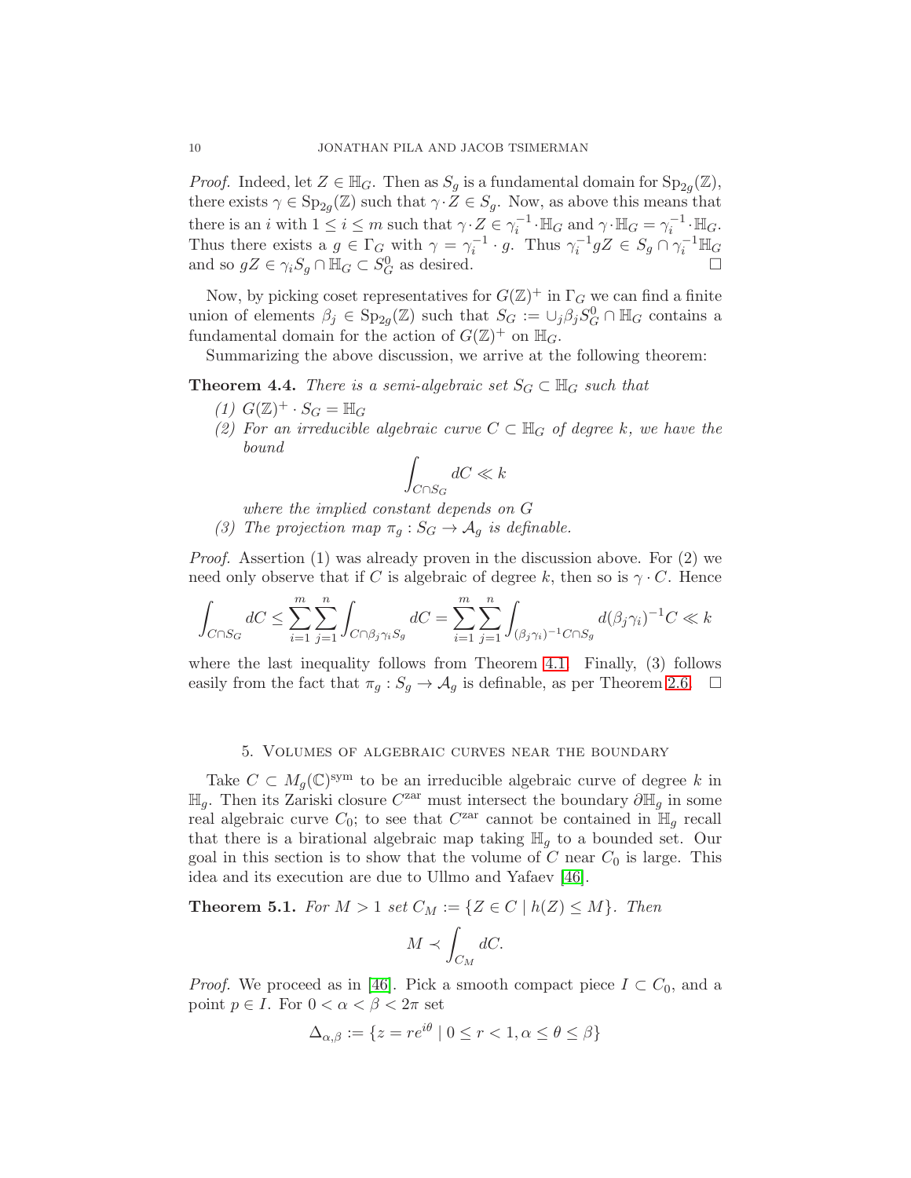*Proof.* Indeed, let $Z \in \mathbb{H}_G$. Then as $S_g$ is a fundamental domain for $\mathrm{Sp}_{2g}(\mathbb{Z})$, there exists $\gamma \in \mathrm{Sp}_{2g}(\mathbb{Z})$ such that $\gamma \cdot Z \in S_g$. Now, as above this means that there is an $i$ with $1 \le i \le m$ such that $\gamma \cdot Z \in \gamma_i^{-1} \cdot \mathbb{H}_G$ and $\gamma \cdot \mathbb{H}_G = \gamma_i^{-1} \cdot \mathbb{H}_G$. Thus there exists a $g \in \Gamma_G$ with $\gamma = \gamma_i^{-1} \cdot g$. Thus $\gamma_i^{-1} g Z \in S_g \cap \gamma_i^{-1} \mathbb{H}_G$ and so $gZ \in \gamma_i S_g \cap \mathbb{H}_G \subset S_G^0$ as desired. □

Now, by picking coset representatives for $G(\mathbb{Z})^+$ in $\Gamma_G$ we can find a finite union of elements $\beta_j \in \mathrm{Sp}_{2g}(\mathbb{Z})$ such that $S_G := \cup_j \beta_j S_G^0 \cap \mathbb{H}_G$ contains a fundamental domain for the action of $G(\mathbb{Z})^+$ on $\mathbb{H}_G$.

Summarizing the above discussion, we arrive at the following theorem:

**Theorem 4.4.** *There is a semi-algebraic set $S_G \subset \mathbb{H}_G$ such that*

*(1) $G(\mathbb{Z})^+ \cdot S_G = \mathbb{H}_G$*

*(2) For an irreducible algebraic curve $C \subset \mathbb{H}_G$ of degree $k$, we have the bound*

$$\int_{C \cap S_G} dC \ll k$$

*where the implied constant depends on $G$*

*(3) The projection map $\pi_g : S_G \to \mathcal{A}_g$ is definable.*

*Proof.* Assertion (1) was already proven in the discussion above. For (2) we need only observe that if $C$ is algebraic of degree $k$, then so is $\gamma \cdot C$. Hence

$$\int_{C \cap S_G} dC \le \sum_{i=1}^{m} \sum_{j=1}^{n} \int_{C \cap \beta_j \gamma_i S_g} dC = \sum_{i=1}^{m} \sum_{j=1}^{n} \int_{(\beta_j\gamma_i)^{-1} C \cap S_g} d(\beta_j \gamma_i)^{-1} C \ll k$$

where the last inequality follows from Theorem 4.1. Finally, (3) follows easily from the fact that $\pi_g : S_g \to \mathcal{A}_g$ is definable, as per Theorem 2.6. □

## 5. Volumes of algebraic curves near the boundary

Take $C \subset M_g(\mathbb{C})^{\mathrm{sym}}$ to be an irreducible algebraic curve of degree $k$ in $\mathbb{H}_g$. Then its Zariski closure $C^{\mathrm{zar}}$ must intersect the boundary $\partial \mathbb{H}_g$ in some real algebraic curve $C_0$; to see that $C^{\mathrm{zar}}$ cannot be contained in $\mathbb{H}_g$ recall that there is a birational algebraic map taking $\mathbb{H}_g$ to a bounded set. Our goal in this section is to show that the volume of $C$ near $C_0$ is large. This idea and its execution are due to Ullmo and Yafaev [46].

**Theorem 5.1.** *For $M > 1$ set $C_M := \{Z \in C \mid h(Z) \le M\}$. Then*

$$M \prec \int_{C_M} dC.$$

*Proof.* We proceed as in [46]. Pick a smooth compact piece $I \subset C_0$, and a point $p \in I$. For $0 < \alpha < \beta < 2\pi$ set

$$\Delta_{\alpha,\beta} := \{z = re^{i\theta} \mid 0 \le r < 1, \alpha \le \theta \le \beta\}$$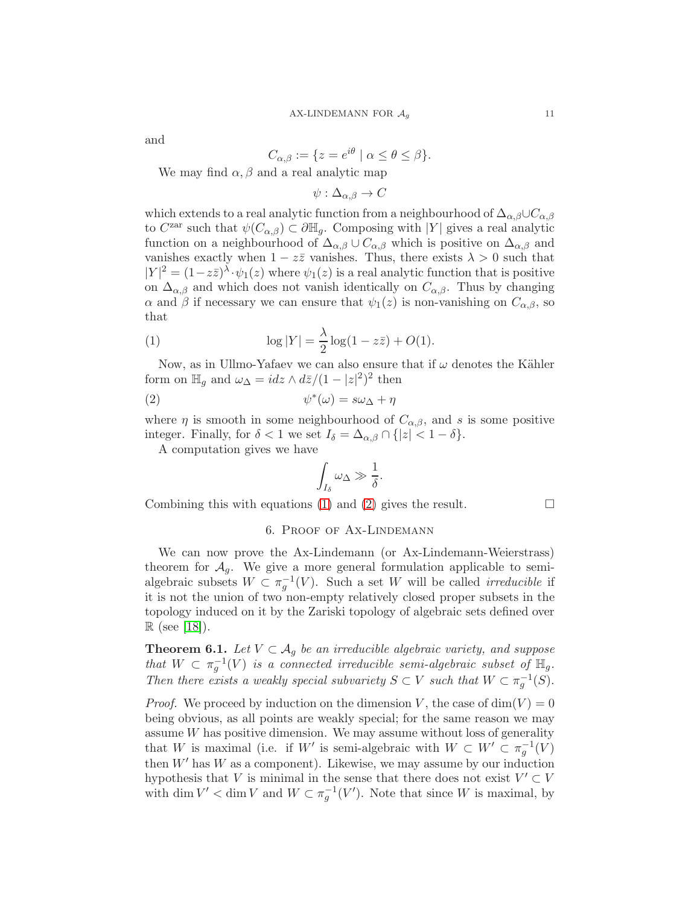and

$$C_{\alpha,\beta} := \{z = e^{i\theta} \mid \alpha \leq \theta \leq \beta\}.$$

We may find $\alpha, \beta$ and a real analytic map

$$\psi : \Delta_{\alpha,\beta} \to C$$

which extends to a real analytic function from a neighbourhood of $\Delta_{\alpha,\beta} \cup C_{\alpha,\beta}$ to $C^{\text{zar}}$ such that $\psi(C_{\alpha,\beta}) \subset \partial\mathbb{H}_g$. Composing with $|Y|$ gives a real analytic function on a neighbourhood of $\Delta_{\alpha,\beta} \cup C_{\alpha,\beta}$ which is positive on $\Delta_{\alpha,\beta}$ and vanishes exactly when $1 - z\bar{z}$ vanishes. Thus, there exists $\lambda > 0$ such that $|Y|^2 = (1-z\bar{z})^{\lambda} \cdot \psi_1(z)$ where $\psi_1(z)$ is a real analytic function that is positive on $\Delta_{\alpha,\beta}$ and which does not vanish identically on $C_{\alpha,\beta}$. Thus by changing $\alpha$ and $\beta$ if necessary we can ensure that $\psi_1(z)$ is non-vanishing on $C_{\alpha,\beta}$, so that

$$\log |Y| = \frac{\lambda}{2} \log(1 - z\bar{z}) + O(1). \tag{1}$$

Now, as in Ullmo-Yafaev we can also ensure that if $\omega$ denotes the Kähler form on $\mathbb{H}_g$ and $\omega_\Delta = idz \wedge d\bar{z}/(1 - |z|^2)^2$ then

$$\psi^*(\omega) = s\omega_\Delta + \eta \tag{2}$$

where $\eta$ is smooth in some neighbourhood of $C_{\alpha,\beta}$, and $s$ is some positive integer. Finally, for $\delta < 1$ we set $I_\delta = \Delta_{\alpha,\beta} \cap \{|z| < 1 - \delta\}$.

A computation gives we have

$$\int_{I_\delta} \omega_\Delta \gg \frac{1}{\delta}.$$

Combining this with equations (1) and (2) gives the result. $\square$

## 6. Proof of Ax-Lindemann

We can now prove the Ax-Lindemann (or Ax-Lindemann-Weierstrass) theorem for $\mathcal{A}_g$. We give a more general formulation applicable to semi-algebraic subsets $W \subset \pi_g^{-1}(V)$. Such a set $W$ will be called *irreducible* if it is not the union of two non-empty relatively closed proper subsets in the topology induced on it by the Zariski topology of algebraic sets defined over $\mathbb{R}$ (see [18]).

**Theorem 6.1.** *Let $V \subset \mathcal{A}_g$ be an irreducible algebraic variety, and suppose that $W \subset \pi_g^{-1}(V)$ is a connected irreducible semi-algebraic subset of $\mathbb{H}_g$. Then there exists a weakly special subvariety $S \subset V$ such that $W \subset \pi_g^{-1}(S)$.*

*Proof.* We proceed by induction on the dimension $V$, the case of $\dim(V) = 0$ being obvious, as all points are weakly special; for the same reason we may assume $W$ has positive dimension. We may assume without loss of generality that $W$ is maximal (i.e. if $W'$ is semi-algebraic with $W \subset W' \subset \pi_g^{-1}(V)$ then $W'$ has $W$ as a component). Likewise, we may assume by our induction hypothesis that $V$ is minimal in the sense that there does not exist $V' \subset V$ with $\dim V' < \dim V$ and $W \subset \pi_g^{-1}(V')$. Note that since $W$ is maximal, by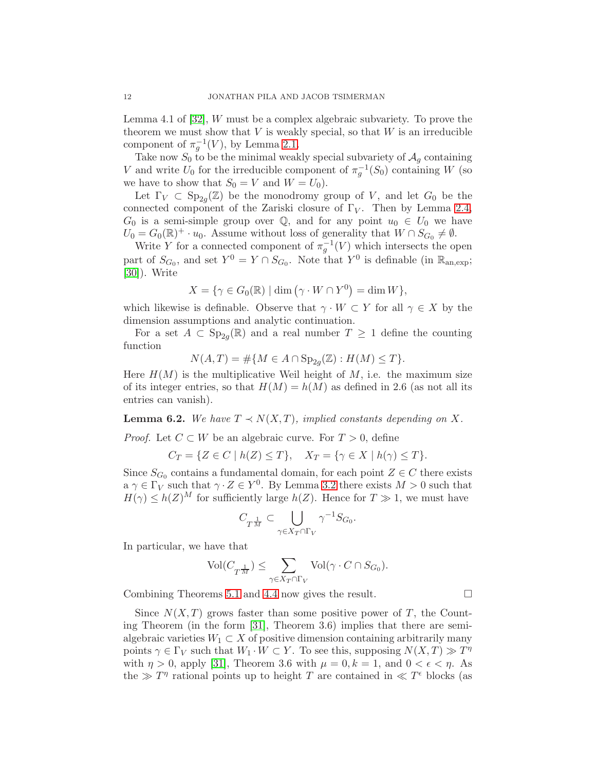Lemma 4.1 of [32], $W$ must be a complex algebraic subvariety. To prove the theorem we must show that $V$ is weakly special, so that $W$ is an irreducible component of $\pi_g^{-1}(V)$, by Lemma 2.1.

Take now $S_0$ to be the minimal weakly special subvariety of $\mathcal{A}_g$ containing $V$ and write $U_0$ for the irreducible component of $\pi_g^{-1}(S_0)$ containing $W$ (so we have to show that $S_0 = V$ and $W = U_0$).

Let $\Gamma_V \subset \mathrm{Sp}_{2g}(\mathbb{Z})$ be the monodromy group of $V$, and let $G_0$ be the connected component of the Zariski closure of $\Gamma_V$. Then by Lemma 2.4, $G_0$ is a semi-simple group over $\mathbb{Q}$, and for any point $u_0 \in U_0$ we have $U_0 = G_0(\mathbb{R})^+ \cdot u_0$. Assume without loss of generality that $W \cap S_{G_0} \neq \emptyset$.

Write $Y$ for a connected component of $\pi_g^{-1}(V)$ which intersects the open part of $S_{G_0}$, and set $Y^0 = Y \cap S_{G_0}$. Note that $Y^0$ is definable (in $\mathbb{R}_{\mathrm{an,exp}}$; [30]). Write

$$X = \{\gamma \in G_0(\mathbb{R}) \mid \dim\left(\gamma \cdot W \cap Y^0\right) = \dim W\},$$

which likewise is definable. Observe that $\gamma \cdot W \subset Y$ for all $\gamma \in X$ by the dimension assumptions and analytic continuation.

For a set $A \subset \mathrm{Sp}_{2g}(\mathbb{R})$ and a real number $T \geq 1$ define the counting function

$$N(A,T) = \#\{M \in A \cap \mathrm{Sp}_{2g}(\mathbb{Z}) : H(M) \leq T\}.$$

Here $H(M)$ is the multiplicative Weil height of $M$, i.e. the maximum size of its integer entries, so that $H(M) = h(M)$ as defined in 2.6 (as not all its entries can vanish).

**Lemma 6.2.** *We have $T \prec N(X,T)$, implied constants depending on $X$.*

*Proof.* Let $C \subset W$ be an algebraic curve. For $T > 0$, define

$$C_T = \{Z \in C \mid h(Z) \leq T\}, \quad X_T = \{\gamma \in X \mid h(\gamma) \leq T\}.$$

Since $S_{G_0}$ contains a fundamental domain, for each point $Z \in C$ there exists a $\gamma \in \Gamma_V$ such that $\gamma \cdot Z \in Y^0$. By Lemma 3.2 there exists $M > 0$ such that $H(\gamma) \leq h(Z)^M$ for sufficiently large $h(Z)$. Hence for $T \gg 1$, we must have

$$C_{T^{\frac{1}{M}}} \subset \bigcup_{\gamma \in X_T \cap \Gamma_V} \gamma^{-1} S_{G_0}.$$

In particular, we have that

$$\mathrm{Vol}(C_{T^{\frac{1}{M}}}) \leq \sum_{\gamma \in X_T \cap \Gamma_V} \mathrm{Vol}(\gamma \cdot C \cap S_{G_0}).$$

Combining Theorems 5.1 and 4.4 now gives the result. □

Since $N(X,T)$ grows faster than some positive power of $T$, the Counting Theorem (in the form [31], Theorem 3.6) implies that there are semi-algebraic varieties $W_1 \subset X$ of positive dimension containing arbitrarily many points $\gamma \in \Gamma_V$ such that $W_1 \cdot W \subset Y$. To see this, supposing $N(X,T) \gg T^\eta$ with $\eta > 0$, apply [31], Theorem 3.6 with $\mu = 0, k = 1$, and $0 < \epsilon < \eta$. As the $\gg T^\eta$ rational points up to height $T$ are contained in $\ll T^\epsilon$ blocks (as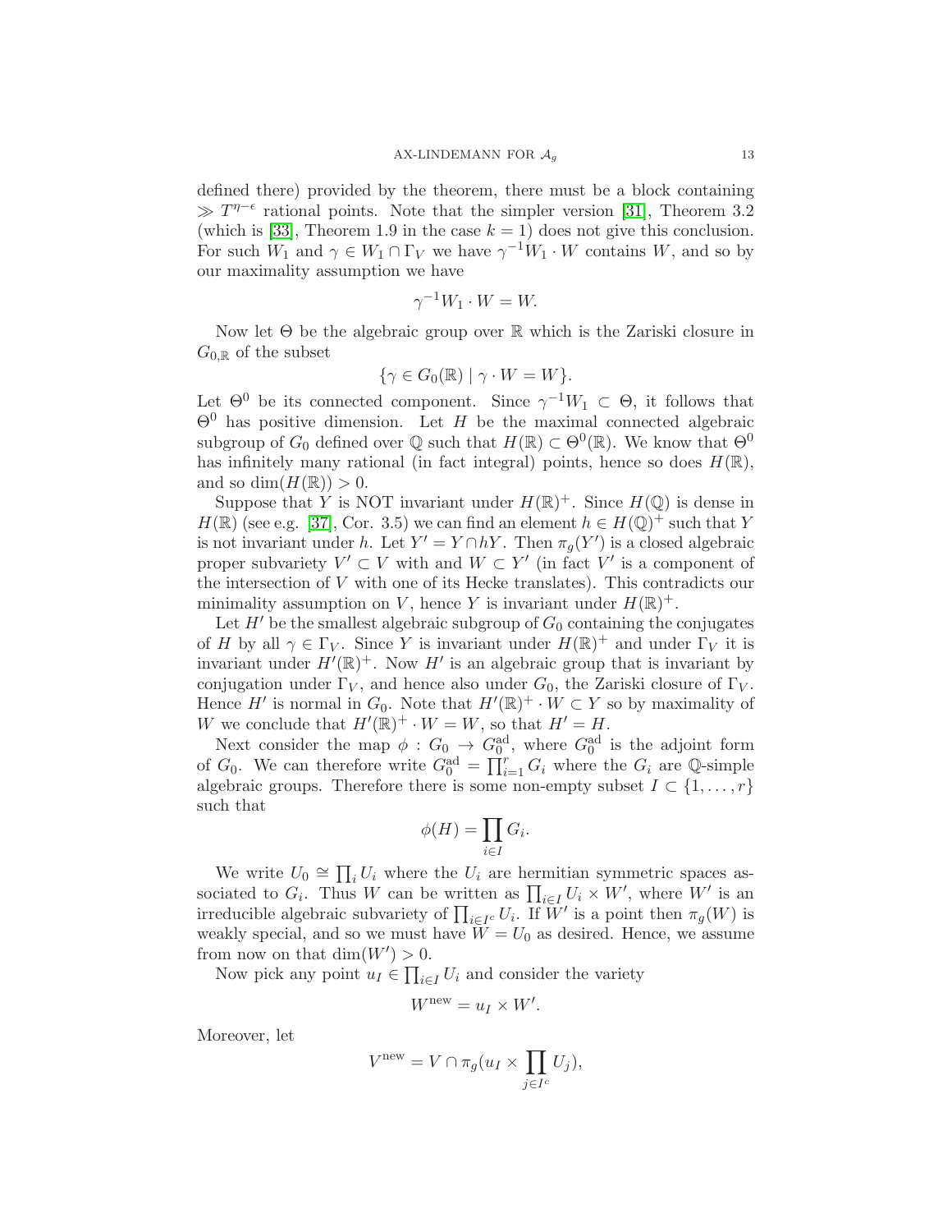defined there) provided by the theorem, there must be a block containing $\gg T^{\eta-\epsilon}$ rational points. Note that the simpler version [31], Theorem 3.2 (which is [33], Theorem 1.9 in the case $k = 1$) does not give this conclusion. For such $W_1$ and $\gamma \in W_1 \cap \Gamma_V$ we have $\gamma^{-1}W_1 \cdot W$ contains $W$, and so by our maximality assumption we have

$$\gamma^{-1}W_1 \cdot W = W.$$

Now let $\Theta$ be the algebraic group over $\mathbb{R}$ which is the Zariski closure in $G_{0,\mathbb{R}}$ of the subset

$$\{\gamma \in G_0(\mathbb{R}) \mid \gamma \cdot W = W\}.$$

Let $\Theta^0$ be its connected component. Since $\gamma^{-1}W_1 \subset \Theta$, it follows that $\Theta^0$ has positive dimension. Let $H$ be the maximal connected algebraic subgroup of $G_0$ defined over $\mathbb{Q}$ such that $H(\mathbb{R}) \subset \Theta^0(\mathbb{R})$. We know that $\Theta^0$ has infinitely many rational (in fact integral) points, hence so does $H(\mathbb{R})$, and so $\dim(H(\mathbb{R})) > 0$.

Suppose that $Y$ is NOT invariant under $H(\mathbb{R})^+$. Since $H(\mathbb{Q})$ is dense in $H(\mathbb{R})$ (see e.g. [37], Cor. 3.5) we can find an element $h \in H(\mathbb{Q})^+$ such that $Y$ is not invariant under $h$. Let $Y' = Y \cap hY$. Then $\pi_g(Y')$ is a closed algebraic proper subvariety $V' \subset V$ with and $W \subset Y'$ (in fact $V'$ is a component of the intersection of $V$ with one of its Hecke translates). This contradicts our minimality assumption on $V$, hence $Y$ is invariant under $H(\mathbb{R})^+$.

Let $H'$ be the smallest algebraic subgroup of $G_0$ containing the conjugates of $H$ by all $\gamma \in \Gamma_V$. Since $Y$ is invariant under $H(\mathbb{R})^+$ and under $\Gamma_V$ it is invariant under $H'(\mathbb{R})^+$. Now $H'$ is an algebraic group that is invariant by conjugation under $\Gamma_V$, and hence also under $G_0$, the Zariski closure of $\Gamma_V$. Hence $H'$ is normal in $G_0$. Note that $H'(\mathbb{R})^+ \cdot W \subset Y$ so by maximality of $W$ we conclude that $H'(\mathbb{R})^+ \cdot W = W$, so that $H' = H$.

Next consider the map $\phi : G_0 \to G_0^{\mathrm{ad}}$, where $G_0^{\mathrm{ad}}$ is the adjoint form of $G_0$. We can therefore write $G_0^{\mathrm{ad}} = \prod_{i=1}^{r} G_i$ where the $G_i$ are $\mathbb{Q}$-simple algebraic groups. Therefore there is some non-empty subset $I \subset \{1, \ldots, r\}$ such that

$$\phi(H) = \prod_{i \in I} G_i.$$

We write $U_0 \cong \prod_i U_i$ where the $U_i$ are hermitian symmetric spaces associated to $G_i$. Thus $W$ can be written as $\prod_{i \in I} U_i \times W'$, where $W'$ is an irreducible algebraic subvariety of $\prod_{i \in I^c} U_i$. If $W'$ is a point then $\pi_g(W)$ is weakly special, and so we must have $W = U_0$ as desired. Hence, we assume from now on that $\dim(W') > 0$.

Now pick any point $u_I \in \prod_{i \in I} U_i$ and consider the variety

$$W^{\mathrm{new}} = u_I \times W'.$$

Moreover, let

$$V^{\mathrm{new}} = V \cap \pi_g(u_I \times \prod_{j \in I^c} U_j),$$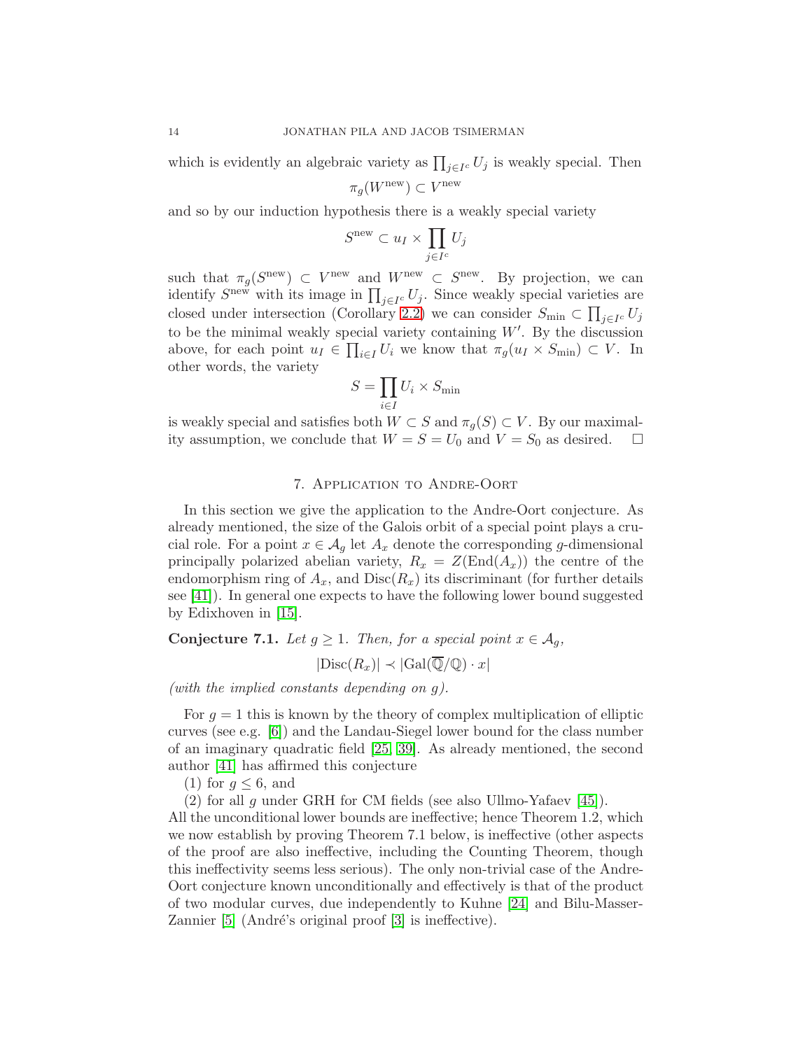which is evidently an algebraic variety as $\prod_{j\in I^c} U_j$ is weakly special. Then

$$\pi_g(W^{\text{new}}) \subset V^{\text{new}}$$

and so by our induction hypothesis there is a weakly special variety

$$S^{\text{new}} \subset u_I \times \prod_{j\in I^c} U_j$$

such that $\pi_g(S^{\text{new}}) \subset V^{\text{new}}$ and $W^{\text{new}} \subset S^{\text{new}}$. By projection, we can identify $S^{\text{new}}$ with its image in $\prod_{j\in I^c} U_j$. Since weakly special varieties are closed under intersection (Corollary 2.2) we can consider $S_{\min} \subset \prod_{j\in I^c} U_j$ to be the minimal weakly special variety containing $W'$. By the discussion above, for each point $u_I \in \prod_{i\in I} U_i$ we know that $\pi_g(u_I \times S_{\min}) \subset V$. In other words, the variety

$$S = \prod_{i\in I} U_i \times S_{\min}$$

is weakly special and satisfies both $W \subset S$ and $\pi_g(S) \subset V$. By our maximality assumption, we conclude that $W = S = U_0$ and $V = S_0$ as desired. □

## 7. Application to Andre-Oort

In this section we give the application to the Andre-Oort conjecture. As already mentioned, the size of the Galois orbit of a special point plays a crucial role. For a point $x \in \mathcal{A}_g$ let $A_x$ denote the corresponding $g$-dimensional principally polarized abelian variety, $R_x = Z(\text{End}(A_x))$ the centre of the endomorphism ring of $A_x$, and $\text{Disc}(R_x)$ its discriminant (for further details see [41]). In general one expects to have the following lower bound suggested by Edixhoven in [15].

**Conjecture 7.1.** *Let $g \geq 1$. Then, for a special point $x \in \mathcal{A}_g$,*

$$|\text{Disc}(R_x)| \prec |\text{Gal}(\overline{\mathbb{Q}}/\mathbb{Q}) \cdot x|$$

*(with the implied constants depending on $g$).*

For $g = 1$ this is known by the theory of complex multiplication of elliptic curves (see e.g. [6]) and the Landau-Siegel lower bound for the class number of an imaginary quadratic field [25, 39]. As already mentioned, the second author [41] has affirmed this conjecture

(1) for $g \leq 6$, and

(2) for all $g$ under GRH for CM fields (see also Ullmo-Yafaev [45]).

All the unconditional lower bounds are ineffective; hence Theorem 1.2, which we now establish by proving Theorem 7.1 below, is ineffective (other aspects of the proof are also ineffective, including the Counting Theorem, though this ineffectivity seems less serious). The only non-trivial case of the Andre-Oort conjecture known unconditionally and effectively is that of the product of two modular curves, due independently to Kuhne [24] and Bilu-Masser-Zannier [5] (André's original proof [3] is ineffective).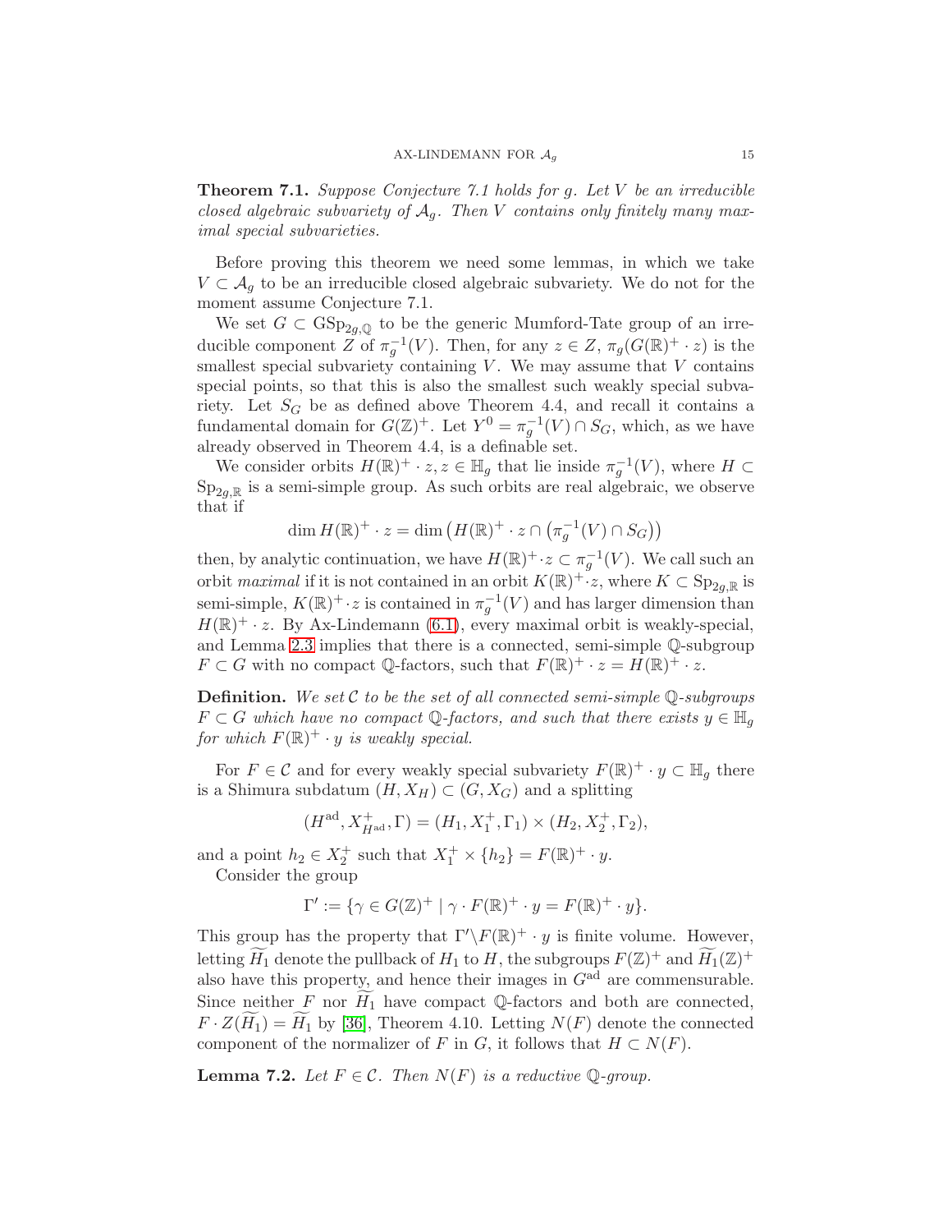**Theorem 7.1.** *Suppose Conjecture 7.1 holds for g. Let V be an irreducible closed algebraic subvariety of $\mathcal{A}_g$. Then V contains only finitely many maximal special subvarieties.*

Before proving this theorem we need some lemmas, in which we take $V \subset \mathcal{A}_g$ to be an irreducible closed algebraic subvariety. We do not for the moment assume Conjecture 7.1.

We set $G \subset \mathrm{GSp}_{2g,\mathbb{Q}}$ to be the generic Mumford-Tate group of an irreducible component $Z$ of $\pi_g^{-1}(V)$. Then, for any $z \in Z$, $\pi_g(G(\mathbb{R})^+ \cdot z)$ is the smallest special subvariety containing $V$. We may assume that $V$ contains special points, so that this is also the smallest such weakly special subvariety. Let $S_G$ be as defined above Theorem 4.4, and recall it contains a fundamental domain for $G(\mathbb{Z})^+$. Let $Y^0 = \pi_g^{-1}(V) \cap S_G$, which, as we have already observed in Theorem 4.4, is a definable set.

We consider orbits $H(\mathbb{R})^+ \cdot z, z \in \mathbb{H}_g$ that lie inside $\pi_g^{-1}(V)$, where $H \subset \mathrm{Sp}_{2g,\mathbb{R}}$ is a semi-simple group. As such orbits are real algebraic, we observe that if

$$\dim H(\mathbb{R})^+ \cdot z = \dim \left(H(\mathbb{R})^+ \cdot z \cap \left(\pi_g^{-1}(V) \cap S_G\right)\right)$$

then, by analytic continuation, we have $H(\mathbb{R})^+ \cdot z \subset \pi_g^{-1}(V)$. We call such an orbit *maximal* if it is not contained in an orbit $K(\mathbb{R})^+ \cdot z$, where $K \subset \mathrm{Sp}_{2g,\mathbb{R}}$ is semi-simple, $K(\mathbb{R})^+ \cdot z$ is contained in $\pi_g^{-1}(V)$ and has larger dimension than $H(\mathbb{R})^+ \cdot z$. By Ax-Lindemann (6.1), every maximal orbit is weakly-special, and Lemma 2.3 implies that there is a connected, semi-simple $\mathbb{Q}$-subgroup $F \subset G$ with no compact $\mathbb{Q}$-factors, such that $F(\mathbb{R})^+ \cdot z = H(\mathbb{R})^+ \cdot z$.

**Definition.** *We set $\mathcal{C}$ to be the set of all connected semi-simple $\mathbb{Q}$-subgroups $F \subset G$ which have no compact $\mathbb{Q}$-factors, and such that there exists $y \in \mathbb{H}_g$ for which $F(\mathbb{R})^+ \cdot y$ is weakly special.*

For $F \in \mathcal{C}$ and for every weakly special subvariety $F(\mathbb{R})^+ \cdot y \subset \mathbb{H}_g$ there is a Shimura subdatum $(H, X_H) \subset (G, X_G)$ and a splitting

$$(H^{\mathrm{ad}}, X^+_{H^{\mathrm{ad}}}, \Gamma) = (H_1, X_1^+, \Gamma_1) \times (H_2, X_2^+, \Gamma_2),$$

and a point $h_2 \in X_2^+$ such that $X_1^+ \times \{h_2\} = F(\mathbb{R})^+ \cdot y$.

Consider the group

$$\Gamma' := \{\gamma \in G(\mathbb{Z})^+ \mid \gamma \cdot F(\mathbb{R})^+ \cdot y = F(\mathbb{R})^+ \cdot y\}.$$

This group has the property that $\Gamma' \backslash F(\mathbb{R})^+ \cdot y$ is finite volume. However, letting $\widetilde{H_1}$ denote the pullback of $H_1$ to $H$, the subgroups $F(\mathbb{Z})^+$ and $\widetilde{H_1}(\mathbb{Z})^+$ also have this property, and hence their images in $G^{\mathrm{ad}}$ are commensurable. Since neither $F$ nor $\widetilde{H_1}$ have compact $\mathbb{Q}$-factors and both are connected, $F \cdot Z(\widetilde{H_1}) = \widetilde{H_1}$ by [36], Theorem 4.10. Letting $N(F)$ denote the connected component of the normalizer of $F$ in $G$, it follows that $H \subset N(F)$.

**Lemma 7.2.** *Let $F \in \mathcal{C}$. Then $N(F)$ is a reductive $\mathbb{Q}$-group.*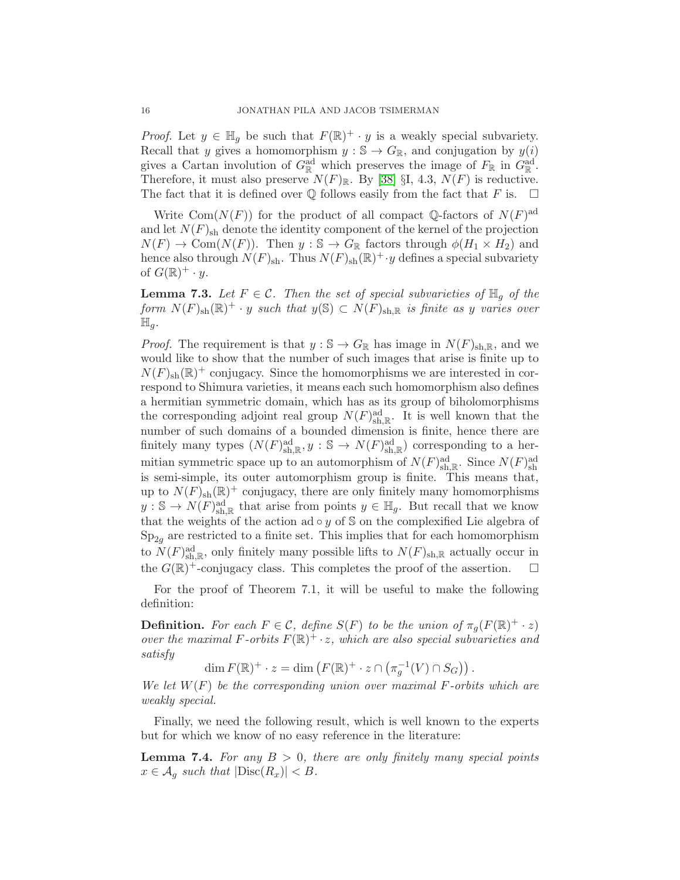*Proof.* Let $y \in \mathbb{H}_g$ be such that $F(\mathbb{R})^+ \cdot y$ is a weakly special subvariety. Recall that $y$ gives a homomorphism $y : \mathbb{S} \to G_{\mathbb{R}}$, and conjugation by $y(i)$ gives a Cartan involution of $G^{\text{ad}}_{\mathbb{R}}$ which preserves the image of $F_{\mathbb{R}}$ in $G^{\text{ad}}_{\mathbb{R}}$. Therefore, it must also preserve $N(F)_{\mathbb{R}}$. By [38] §I, 4.3, $N(F)$ is reductive. The fact that it is defined over $\mathbb{Q}$ follows easily from the fact that $F$ is. □

Write $\text{Com}(N(F))$ for the product of all compact $\mathbb{Q}$-factors of $N(F)^{\text{ad}}$ and let $N(F)_{\text{sh}}$ denote the identity component of the kernel of the projection $N(F) \to \text{Com}(N(F))$. Then $y : \mathbb{S} \to G_{\mathbb{R}}$ factors through $\phi(H_1 \times H_2)$ and hence also through $N(F)_{\text{sh}}$. Thus $N(F)_{\text{sh}}(\mathbb{R})^+ \cdot y$ defines a special subvariety of $G(\mathbb{R})^+ \cdot y$.

**Lemma 7.3.** *Let $F \in \mathcal{C}$. Then the set of special subvarieties of $\mathbb{H}_g$ of the form $N(F)_{\text{sh}}(\mathbb{R})^+ \cdot y$ such that $y(\mathbb{S}) \subset N(F)_{\text{sh},\mathbb{R}}$ is finite as $y$ varies over $\mathbb{H}_g$.*

*Proof.* The requirement is that $y : \mathbb{S} \to G_{\mathbb{R}}$ has image in $N(F)_{\text{sh},\mathbb{R}}$, and we would like to show that the number of such images that arise is finite up to $N(F)_{\text{sh}}(\mathbb{R})^+$ conjugacy. Since the homomorphisms we are interested in correspond to Shimura varieties, it means each such homomorphism also defines a hermitian symmetric domain, which has as its group of biholomorphisms the corresponding adjoint real group $N(F)^{\text{ad}}_{\text{sh},\mathbb{R}}$. It is well known that the number of such domains of a bounded dimension is finite, hence there are finitely many types $(N(F)^{\text{ad}}_{\text{sh},\mathbb{R}}, y : \mathbb{S} \to N(F)^{\text{ad}}_{\text{sh},\mathbb{R}})$ corresponding to a hermitian symmetric space up to an automorphism of $N(F)^{\text{ad}}_{\text{sh},\mathbb{R}}$. Since $N(F)^{\text{ad}}_{\text{sh}}$ is semi-simple, its outer automorphism group is finite. This means that, up to $N(F)_{\text{sh}}(\mathbb{R})^+$ conjugacy, there are only finitely many homomorphisms $y : \mathbb{S} \to N(F)^{\text{ad}}_{\text{sh},\mathbb{R}}$ that arise from points $y \in \mathbb{H}_g$. But recall that we know that the weights of the action $\text{ad} \circ y$ of $\mathbb{S}$ on the complexified Lie algebra of $\text{Sp}_{2g}$ are restricted to a finite set. This implies that for each homomorphism to $N(F)^{\text{ad}}_{\text{sh},\mathbb{R}}$, only finitely many possible lifts to $N(F)_{\text{sh},\mathbb{R}}$ actually occur in the $G(\mathbb{R})^+$-conjugacy class. This completes the proof of the assertion. □

For the proof of Theorem 7.1, it will be useful to make the following definition:

**Definition.** *For each $F \in \mathcal{C}$, define $S(F)$ to be the union of $\pi_g(F(\mathbb{R})^+ \cdot z)$ over the maximal $F$-orbits $F(\mathbb{R})^+ \cdot z$, which are also special subvarieties and satisfy*

$$\dim F(\mathbb{R})^+ \cdot z = \dim \left(F(\mathbb{R})^+ \cdot z \cap \left(\pi_g^{-1}(V) \cap S_G\right)\right).$$

*We let $W(F)$ be the corresponding union over maximal $F$-orbits which are weakly special.*

Finally, we need the following result, which is well known to the experts but for which we know of no easy reference in the literature:

**Lemma 7.4.** *For any $B > 0$, there are only finitely many special points $x \in \mathcal{A}_g$ such that $|\text{Disc}(R_x)| < B$.*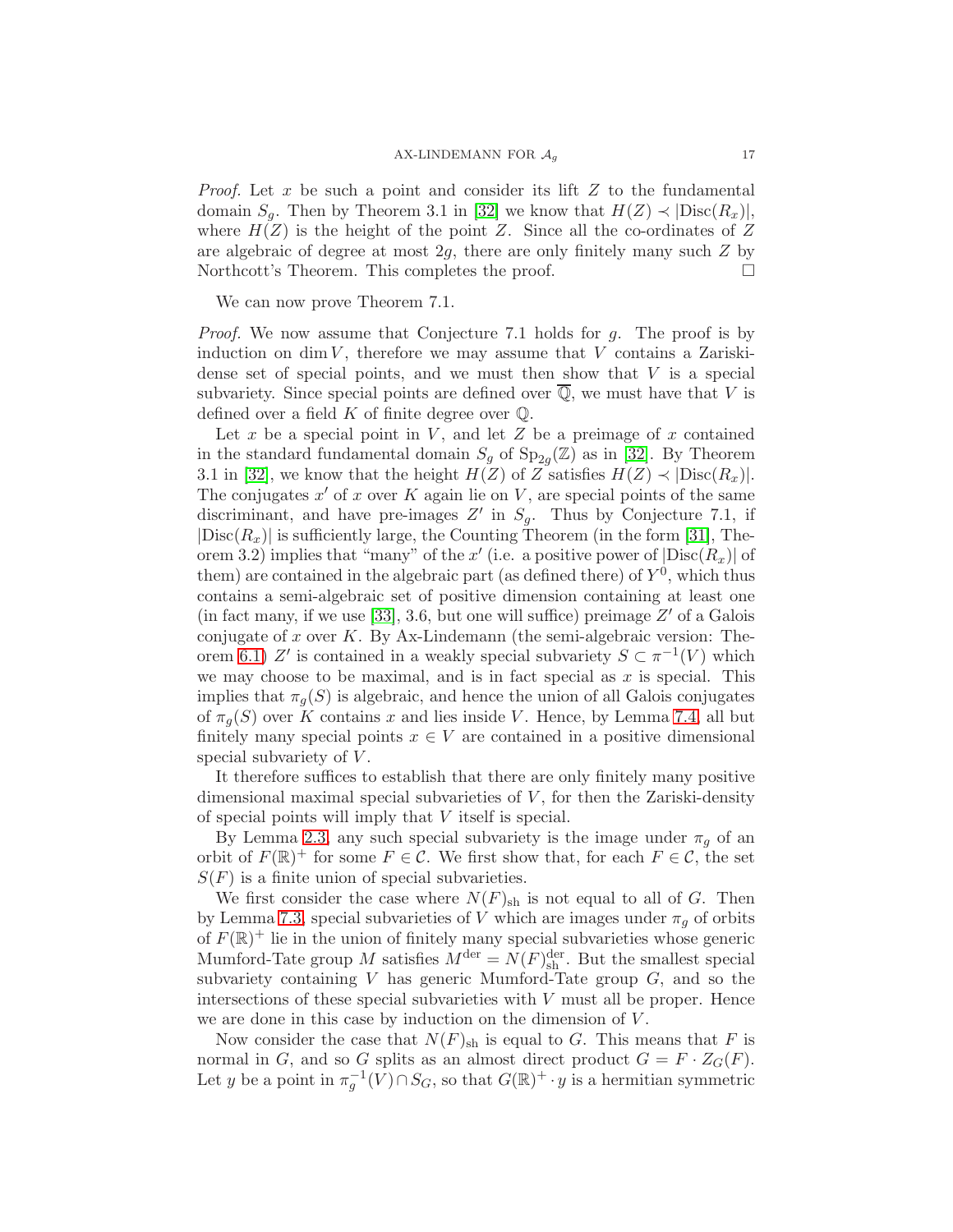*Proof.* Let $x$ be such a point and consider its lift $Z$ to the fundamental domain $S_g$. Then by Theorem 3.1 in [32] we know that $H(Z) \prec |\mathrm{Disc}(R_x)|$, where $H(Z)$ is the height of the point $Z$. Since all the co-ordinates of $Z$ are algebraic of degree at most $2g$, there are only finitely many such $Z$ by Northcott's Theorem. This completes the proof. $\square$

We can now prove Theorem 7.1.

*Proof.* We now assume that Conjecture 7.1 holds for $g$. The proof is by induction on $\dim V$, therefore we may assume that $V$ contains a Zariski-dense set of special points, and we must then show that $V$ is a special subvariety. Since special points are defined over $\overline{\mathbb{Q}}$, we must have that $V$ is defined over a field $K$ of finite degree over $\mathbb{Q}$.

Let $x$ be a special point in $V$, and let $Z$ be a preimage of $x$ contained in the standard fundamental domain $S_g$ of $\mathrm{Sp}_{2g}(\mathbb{Z})$ as in [32]. By Theorem 3.1 in [32], we know that the height $H(Z)$ of $Z$ satisfies $H(Z) \prec |\mathrm{Disc}(R_x)|$. The conjugates $x'$ of $x$ over $K$ again lie on $V$, are special points of the same discriminant, and have pre-images $Z'$ in $S_g$. Thus by Conjecture 7.1, if $|\mathrm{Disc}(R_x)|$ is sufficiently large, the Counting Theorem (in the form [31], Theorem 3.2) implies that "many" of the $x'$ (i.e. a positive power of $|\mathrm{Disc}(R_x)|$ of them) are contained in the algebraic part (as defined there) of $Y^0$, which thus contains a semi-algebraic set of positive dimension containing at least one (in fact many, if we use [33], 3.6, but one will suffice) preimage $Z'$ of a Galois conjugate of $x$ over $K$. By Ax-Lindemann (the semi-algebraic version: Theorem 6.1) $Z'$ is contained in a weakly special subvariety $S \subset \pi^{-1}(V)$ which we may choose to be maximal, and is in fact special as $x$ is special. This implies that $\pi_g(S)$ is algebraic, and hence the union of all Galois conjugates of $\pi_g(S)$ over $K$ contains $x$ and lies inside $V$. Hence, by Lemma 7.4, all but finitely many special points $x \in V$ are contained in a positive dimensional special subvariety of $V$.

It therefore suffices to establish that there are only finitely many positive dimensional maximal special subvarieties of $V$, for then the Zariski-density of special points will imply that $V$ itself is special.

By Lemma 2.3, any such special subvariety is the image under $\pi_g$ of an orbit of $F(\mathbb{R})^+$ for some $F \in \mathcal{C}$. We first show that, for each $F \in \mathcal{C}$, the set $S(F)$ is a finite union of special subvarieties.

We first consider the case where $N(F)_{\mathrm{sh}}$ is not equal to all of $G$. Then by Lemma 7.3, special subvarieties of $V$ which are images under $\pi_g$ of orbits of $F(\mathbb{R})^+$ lie in the union of finitely many special subvarieties whose generic Mumford-Tate group $M$ satisfies $M^{\mathrm{der}} = N(F)^{\mathrm{der}}_{\mathrm{sh}}$. But the smallest special subvariety containing $V$ has generic Mumford-Tate group $G$, and so the intersections of these special subvarieties with $V$ must all be proper. Hence we are done in this case by induction on the dimension of $V$.

Now consider the case that $N(F)_{\mathrm{sh}}$ is equal to $G$. This means that $F$ is normal in $G$, and so $G$ splits as an almost direct product $G = F \cdot Z_G(F)$. Let $y$ be a point in $\pi_g^{-1}(V) \cap S_G$, so that $G(\mathbb{R})^+ \cdot y$ is a hermitian symmetric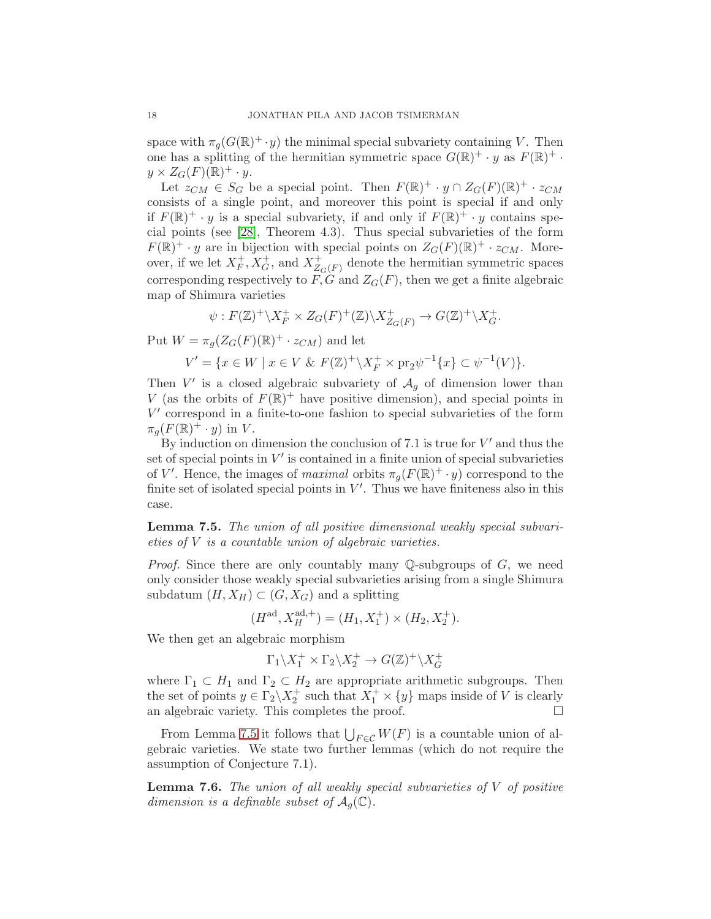space with $\pi_g(G(\mathbb{R})^+ \cdot y)$ the minimal special subvariety containing $V$. Then one has a splitting of the hermitian symmetric space $G(\mathbb{R})^+ \cdot y$ as $F(\mathbb{R})^+ \cdot y \times Z_G(F)(\mathbb{R})^+ \cdot y$.

Let $z_{CM} \in S_G$ be a special point. Then $F(\mathbb{R})^+ \cdot y \cap Z_G(F)(\mathbb{R})^+ \cdot z_{CM}$ consists of a single point, and moreover this point is special if and only if $F(\mathbb{R})^+ \cdot y$ is a special subvariety, if and only if $F(\mathbb{R})^+ \cdot y$ contains special points (see [28], Theorem 4.3). Thus special subvarieties of the form $F(\mathbb{R})^+ \cdot y$ are in bijection with special points on $Z_G(F)(\mathbb{R})^+ \cdot z_{CM}$. Moreover, if we let $X_F^+, X_G^+$, and $X_{Z_G(F)}^+$ denote the hermitian symmetric spaces corresponding respectively to $F, G$ and $Z_G(F)$, then we get a finite algebraic map of Shimura varieties

$$\psi : F(\mathbb{Z})^+ \backslash X_F^+ \times Z_G(F)^+(\mathbb{Z}) \backslash X_{Z_G(F)}^+ \to G(\mathbb{Z})^+ \backslash X_G^+.$$

Put $W = \pi_g(Z_G(F)(\mathbb{R})^+ \cdot z_{CM})$ and let

$$V' = \{x \in W \mid x \in V \ \& \ F(\mathbb{Z})^+ \backslash X_F^+ \times \mathrm{pr}_2 \psi^{-1}\{x\} \subset \psi^{-1}(V)\}.$$

Then $V'$ is a closed algebraic subvariety of $\mathcal{A}_g$ of dimension lower than $V$ (as the orbits of $F(\mathbb{R})^+$ have positive dimension), and special points in $V'$ correspond in a finite-to-one fashion to special subvarieties of the form $\pi_g(F(\mathbb{R})^+ \cdot y)$ in $V$.

By induction on dimension the conclusion of 7.1 is true for $V'$ and thus the set of special points in $V'$ is contained in a finite union of special subvarieties of $V'$. Hence, the images of *maximal* orbits $\pi_g(F(\mathbb{R})^+ \cdot y)$ correspond to the finite set of isolated special points in $V'$. Thus we have finiteness also in this case.

**Lemma 7.5.** *The union of all positive dimensional weakly special subvarieties of $V$ is a countable union of algebraic varieties.*

*Proof.* Since there are only countably many $\mathbb{Q}$-subgroups of $G$, we need only consider those weakly special subvarieties arising from a single Shimura subdatum $(H, X_H) \subset (G, X_G)$ and a splitting

$$(H^{\mathrm{ad}}, X_H^{\mathrm{ad},+}) = (H_1, X_1^+) \times (H_2, X_2^+).$$

We then get an algebraic morphism

$$\Gamma_1 \backslash X_1^+ \times \Gamma_2 \backslash X_2^+ \to G(\mathbb{Z})^+ \backslash X_G^+$$

where $\Gamma_1 \subset H_1$ and $\Gamma_2 \subset H_2$ are appropriate arithmetic subgroups. Then the set of points $y \in \Gamma_2 \backslash X_2^+$ such that $X_1^+ \times \{y\}$ maps inside of $V$ is clearly an algebraic variety. This completes the proof. $\square$

From Lemma 7.5 it follows that $\bigcup_{F \in \mathcal{C}} W(F)$ is a countable union of algebraic varieties. We state two further lemmas (which do not require the assumption of Conjecture 7.1).

**Lemma 7.6.** *The union of all weakly special subvarieties of $V$ of positive dimension is a definable subset of $\mathcal{A}_g(\mathbb{C})$.*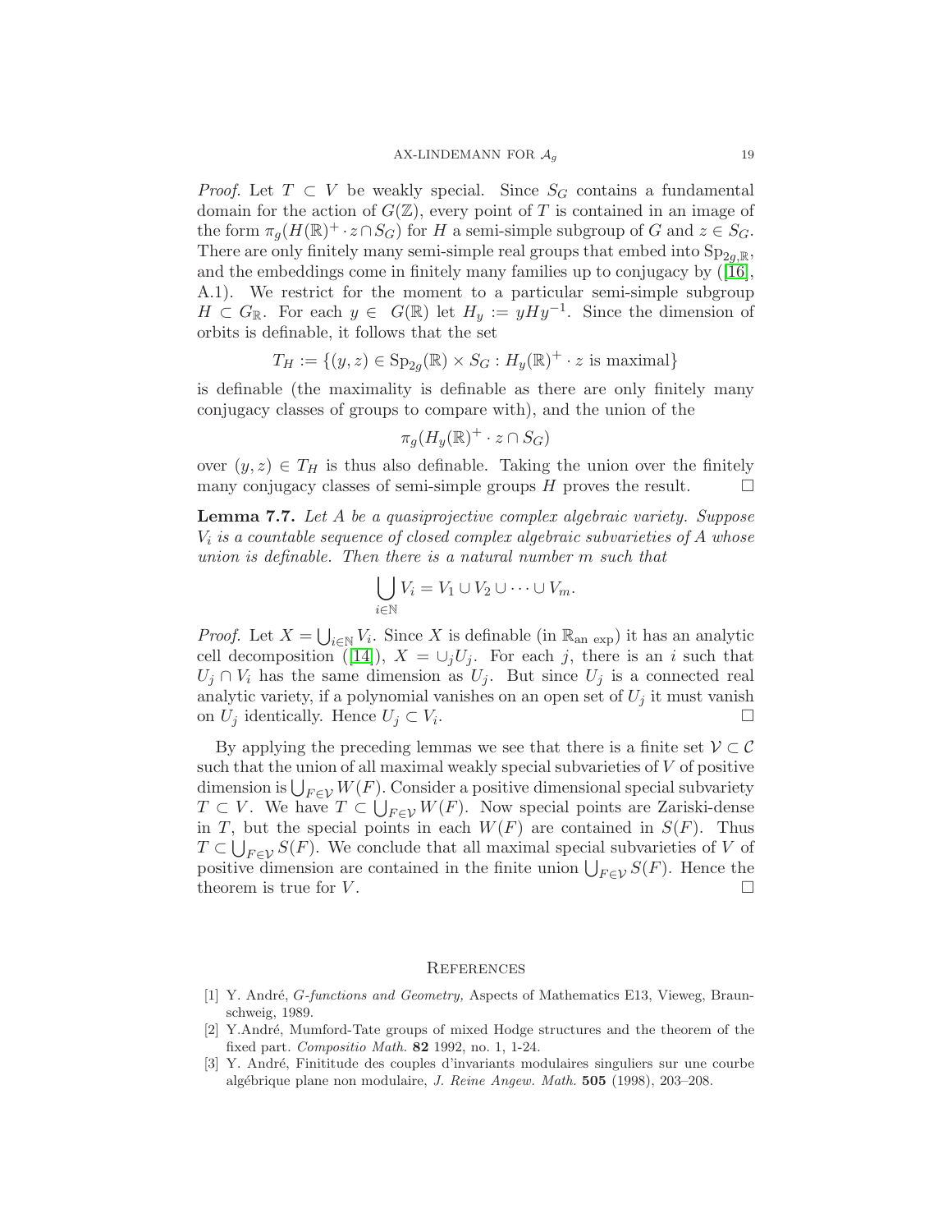*Proof.* Let $T \subset V$ be weakly special. Since $S_G$ contains a fundamental domain for the action of $G(\mathbb{Z})$, every point of $T$ is contained in an image of the form $\pi_g(H(\mathbb{R})^+ \cdot z \cap S_G)$ for $H$ a semi-simple subgroup of $G$ and $z \in S_G$. There are only finitely many semi-simple real groups that embed into $\mathrm{Sp}_{2g,\mathbb{R}}$, and the embeddings come in finitely many families up to conjugacy by ([16], A.1). We restrict for the moment to a particular semi-simple subgroup $H \subset G_{\mathbb{R}}$. For each $y \in G(\mathbb{R})$ let $H_y := yHy^{-1}$. Since the dimension of orbits is definable, it follows that the set

$$T_H := \{(y, z) \in \mathrm{Sp}_{2g}(\mathbb{R}) \times S_G : H_y(\mathbb{R})^+ \cdot z \text{ is maximal}\}$$

is definable (the maximality is definable as there are only finitely many conjugacy classes of groups to compare with), and the union of the

$$\pi_g(H_y(\mathbb{R})^+ \cdot z \cap S_G)$$

over $(y, z) \in T_H$ is thus also definable. Taking the union over the finitely many conjugacy classes of semi-simple groups $H$ proves the result. □

**Lemma 7.7.** *Let $A$ be a quasiprojective complex algebraic variety. Suppose $V_i$ is a countable sequence of closed complex algebraic subvarieties of $A$ whose union is definable. Then there is a natural number $m$ such that*

$$\bigcup_{i \in \mathbb{N}} V_i = V_1 \cup V_2 \cup \cdots \cup V_m.$$

*Proof.* Let $X = \bigcup_{i \in \mathbb{N}} V_i$. Since $X$ is definable (in $\mathbb{R}_{\text{an exp}}$) it has an analytic cell decomposition ([14]), $X = \cup_j U_j$. For each $j$, there is an $i$ such that $U_j \cap V_i$ has the same dimension as $U_j$. But since $U_j$ is a connected real analytic variety, if a polynomial vanishes on an open set of $U_j$ it must vanish on $U_j$ identically. Hence $U_j \subset V_i$. □

By applying the preceding lemmas we see that there is a finite set $\mathcal{V} \subset \mathcal{C}$ such that the union of all maximal weakly special subvarieties of $V$ of positive dimension is $\bigcup_{F \in \mathcal{V}} W(F)$. Consider a positive dimensional special subvariety $T \subset V$. We have $T \subset \bigcup_{F \in \mathcal{V}} W(F)$. Now special points are Zariski-dense in $T$, but the special points in each $W(F)$ are contained in $S(F)$. Thus $T \subset \bigcup_{F \in \mathcal{V}} S(F)$. We conclude that all maximal special subvarieties of $V$ of positive dimension are contained in the finite union $\bigcup_{F \in \mathcal{V}} S(F)$. Hence the theorem is true for $V$. □

## References

[1] Y. André, *G-functions and Geometry,* Aspects of Mathematics E13, Vieweg, Braunschweig, 1989.

[2] Y.André, Mumford-Tate groups of mixed Hodge structures and the theorem of the fixed part. *Compositio Math.* **82** 1992, no. 1, 1-24.

[3] Y. André, Finititude des couples d'invariants modulaires singuliers sur une courbe algébrique plane non modulaire, *J. Reine Angew. Math.* **505** (1998), 203–208.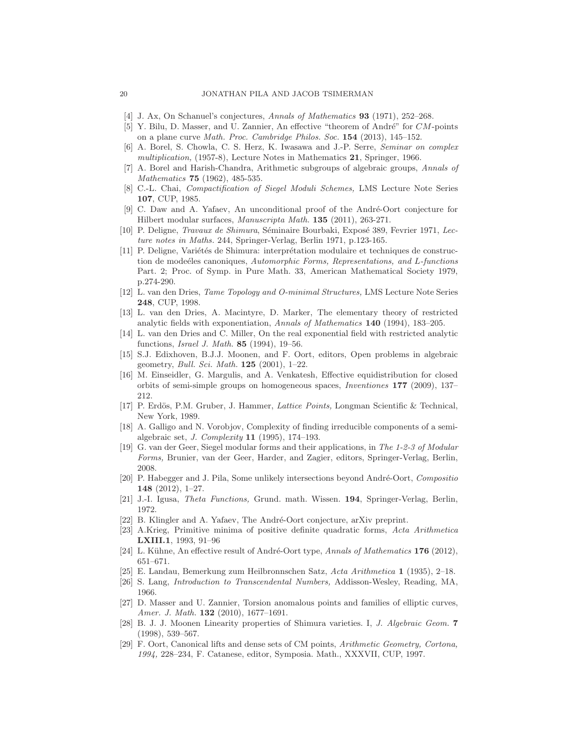- [4] J. Ax, On Schanuel's conjectures, *Annals of Mathematics* **93** (1971), 252–268.
- [5] Y. Bilu, D. Masser, and U. Zannier, An effective "theorem of André" for *CM*-points on a plane curve *Math. Proc. Cambridge Philos. Soc.* **154** (2013), 145–152.
- [6] A. Borel, S. Chowla, C. S. Herz, K. Iwasawa and J.-P. Serre, *Seminar on complex multiplication,* (1957-8), Lecture Notes in Mathematics **21**, Springer, 1966.
- [7] A. Borel and Harish-Chandra, Arithmetic subgroups of algebraic groups, *Annals of Mathematics* **75** (1962), 485-535.
- [8] C.-L. Chai, *Compactification of Siegel Moduli Schemes,* LMS Lecture Note Series **107**, CUP, 1985.
- [9] C. Daw and A. Yafaev, An unconditional proof of the André-Oort conjecture for Hilbert modular surfaces, *Manuscripta Math.* **135** (2011), 263-271.
- [10] P. Deligne, *Travaux de Shimura*, Séminaire Bourbaki, Exposé 389, Fevrier 1971, *Lecture notes in Maths.* 244, Springer-Verlag, Berlin 1971, p.123-165.
- [11] P. Deligne, Variétés de Shimura: interprétation modulaire et techniques de construction de modeéles canoniques, *Automorphic Forms, Representations, and L-functions* Part. 2; Proc. of Symp. in Pure Math. 33, American Mathematical Society 1979, p.274-290.
- [12] L. van den Dries, *Tame Topology and O-minimal Structures,* LMS Lecture Note Series **248**, CUP, 1998.
- [13] L. van den Dries, A. Macintyre, D. Marker, The elementary theory of restricted analytic fields with exponentiation, *Annals of Mathematics* **140** (1994), 183–205.
- [14] L. van den Dries and C. Miller, On the real exponential field with restricted analytic functions, *Israel J. Math.* **85** (1994), 19–56.
- [15] S.J. Edixhoven, B.J.J. Moonen, and F. Oort, editors, Open problems in algebraic geometry, *Bull. Sci. Math.* **125** (2001), 1–22.
- [16] M. Einseidler, G. Margulis, and A. Venkatesh, Effective equidistribution for closed orbits of semi-simple groups on homogeneous spaces, *Inventiones* **177** (2009), 137–212.
- [17] P. Erdös, P.M. Gruber, J. Hammer, *Lattice Points,* Longman Scientific & Technical, New York, 1989.
- [18] A. Galligo and N. Vorobjov, Complexity of finding irreducible components of a semi-algebraic set, *J. Complexity* **11** (1995), 174–193.
- [19] G. van der Geer, Siegel modular forms and their applications, in *The 1-2-3 of Modular Forms,* Brunier, van der Geer, Harder, and Zagier, editors, Springer-Verlag, Berlin, 2008.
- [20] P. Habegger and J. Pila, Some unlikely intersections beyond André-Oort, *Compositio* **148** (2012), 1–27.
- [21] J.-I. Igusa, *Theta Functions,* Grund. math. Wissen. **194**, Springer-Verlag, Berlin, 1972.
- [22] B. Klingler and A. Yafaev, The André-Oort conjecture, arXiv preprint.
- [23] A.Krieg, Primitive minima of positive definite quadratic forms, *Acta Arithmetica* **LXIII.1**, 1993, 91–96
- [24] L. Kühne, An effective result of André-Oort type, *Annals of Mathematics* **176** (2012), 651–671.
- [25] E. Landau, Bemerkung zum Heilbronnschen Satz, *Acta Arithmetica* **1** (1935), 2–18.
- [26] S. Lang, *Introduction to Transcendental Numbers,* Addisson-Wesley, Reading, MA, 1966.
- [27] D. Masser and U. Zannier, Torsion anomalous points and families of elliptic curves, *Amer. J. Math.* **132** (2010), 1677–1691.
- [28] B. J. J. Moonen Linearity properties of Shimura varieties. I, *J. Algebraic Geom.* **7** (1998), 539–567.
- [29] F. Oort, Canonical lifts and dense sets of CM points, *Arithmetic Geometry, Cortona, 1994,* 228–234, F. Catanese, editor, Symposia. Math., XXXVII, CUP, 1997.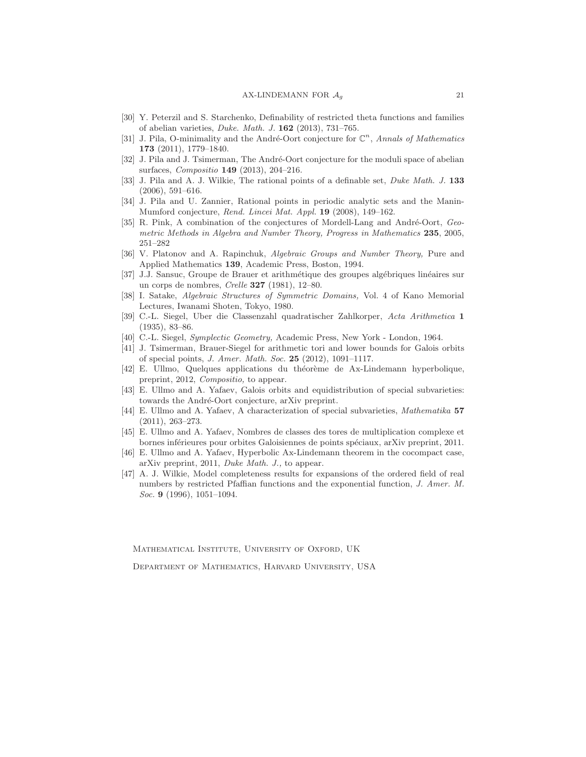[30] Y. Peterzil and S. Starchenko, Definability of restricted theta functions and families of abelian varieties, *Duke. Math. J.* **162** (2013), 731–765.

[31] J. Pila, O-minimality and the André-Oort conjecture for $\mathbb{C}^n$, *Annals of Mathematics* **173** (2011), 1779–1840.

[32] J. Pila and J. Tsimerman, The André-Oort conjecture for the moduli space of abelian surfaces, *Compositio* **149** (2013), 204–216.

[33] J. Pila and A. J. Wilkie, The rational points of a definable set, *Duke Math. J.* **133** (2006), 591–616.

[34] J. Pila and U. Zannier, Rational points in periodic analytic sets and the Manin-Mumford conjecture, *Rend. Lincei Mat. Appl.* **19** (2008), 149–162.

[35] R. Pink, A combination of the conjectures of Mordell-Lang and André-Oort, *Geometric Methods in Algebra and Number Theory, Progress in Mathematics* **235**, 2005, 251–282

[36] V. Platonov and A. Rapinchuk, *Algebraic Groups and Number Theory,* Pure and Applied Mathematics **139**, Academic Press, Boston, 1994.

[37] J.J. Sansuc, Groupe de Brauer et arithmétique des groupes algébriques linéaires sur un corps de nombres, *Crelle* **327** (1981), 12–80.

[38] I. Satake, *Algebraic Structures of Symmetric Domains,* Vol. 4 of Kano Memorial Lectures, Iwanami Shoten, Tokyo, 1980.

[39] C.-L. Siegel, Uber die Classenzahl quadratischer Zahlkorper, *Acta Arithmetica* **1** (1935), 83–86.

[40] C.-L. Siegel, *Symplectic Geometry,* Academic Press, New York - London, 1964.

[41] J. Tsimerman, Brauer-Siegel for arithmetic tori and lower bounds for Galois orbits of special points, *J. Amer. Math. Soc.* **25** (2012), 1091–1117.

[42] E. Ullmo, Quelques applications du théorème de Ax-Lindemann hyperbolique, preprint, 2012, *Compositio,* to appear.

[43] E. Ullmo and A. Yafaev, Galois orbits and equidistribution of special subvarieties: towards the André-Oort conjecture, arXiv preprint.

[44] E. Ullmo and A. Yafaev, A characterization of special subvarieties, *Mathematika* **57** (2011), 263–273.

[45] E. Ullmo and A. Yafaev, Nombres de classes des tores de multiplication complexe et bornes inférieures pour orbites Galoisiennes de points spéciaux, arXiv preprint, 2011.

[46] E. Ullmo and A. Yafaev, Hyperbolic Ax-Lindemann theorem in the cocompact case, arXiv preprint, 2011, *Duke Math. J.,* to appear.

[47] A. J. Wilkie, Model completeness results for expansions of the ordered field of real numbers by restricted Pfaffian functions and the exponential function, *J. Amer. M. Soc.* **9** (1996), 1051–1094.

Mathematical Institute, University of Oxford, UK

Department of Mathematics, Harvard University, USA